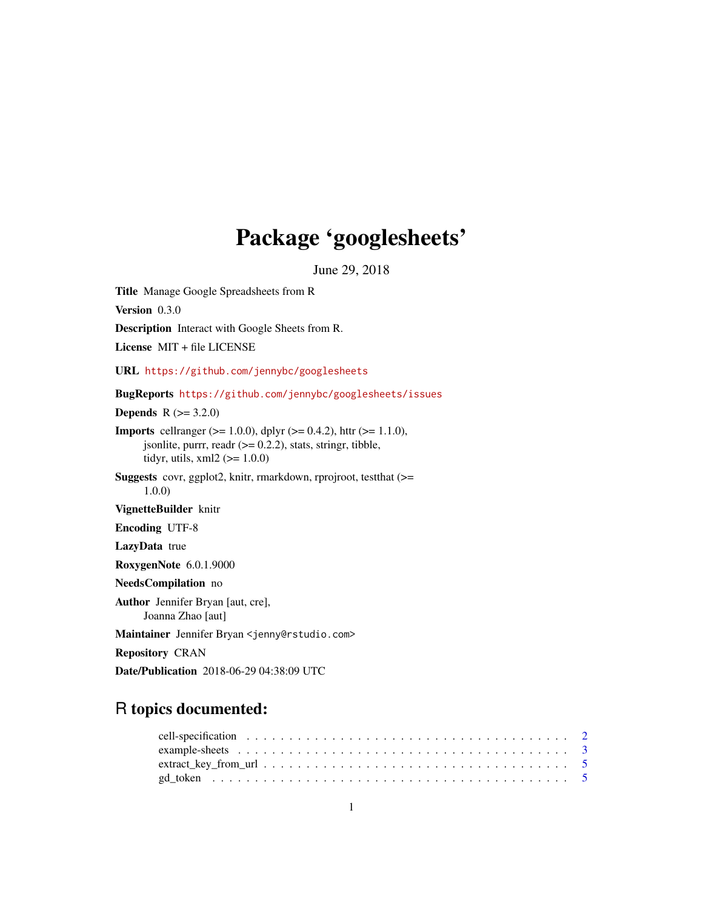# Package 'googlesheets'

June 29, 2018

**Title** Manage Google Spreadsheets from R

**Version** 0.3.0

**Description** Interact with Google Sheets from R.

**License** MIT + file LICENSE

**URL** https://github.com/jennybc/googlesheets

**BugReports** https://github.com/jennybc/googlesheets/issues

**Depends** R (>= 3.2.0)

**Imports** cellranger (>= 1.0.0), dplyr (>= 0.4.2), httr (>= 1.1.0), jsonlite, purrr, readr (>= 0.2.2), stats, stringr, tibble, tidyr, utils, xml2 (>= 1.0.0)

**Suggests** covr, ggplot2, knitr, rmarkdown, rprojroot, testthat (>= 1.0.0)

**VignetteBuilder** knitr

**Encoding** UTF-8

**LazyData** true

**RoxygenNote** 6.0.1.9000

**NeedsCompilation** no

**Author** Jennifer Bryan [aut, cre], Joanna Zhao [aut]

**Maintainer** Jennifer Bryan <jenny@rstudio.com>

**Repository** CRAN

**Date/Publication** 2018-06-29 04:38:09 UTC

## R topics documented:

| | |
|---|---|
| cell-specification | 2 |
| example-sheets | 3 |
| extract_key_from_url | 5 |
| gd_token | 5 |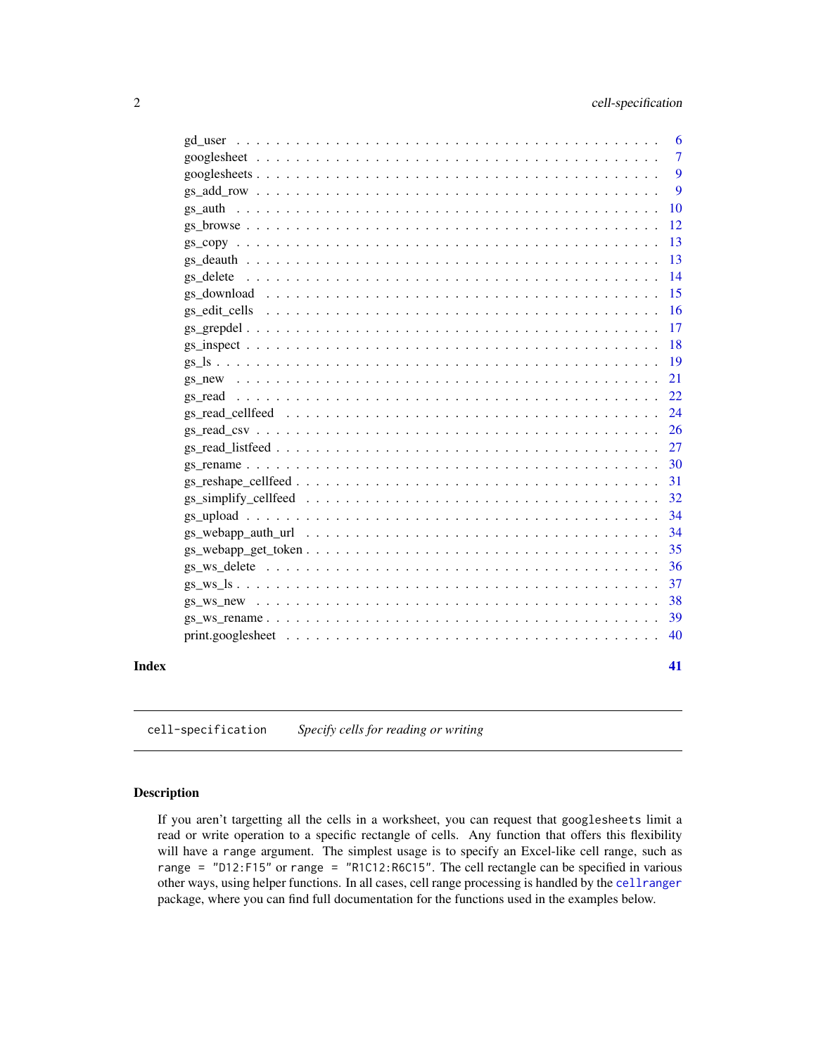gd_user . . . . . . . . . . . . . . . . . . . . . . . . . . . . . . . . . . . . . . . . 6
googlesheet . . . . . . . . . . . . . . . . . . . . . . . . . . . . . . . . . . . . . . 7
googlesheets . . . . . . . . . . . . . . . . . . . . . . . . . . . . . . . . . . . . . . 9
gs_add_row . . . . . . . . . . . . . . . . . . . . . . . . . . . . . . . . . . . . . . . 9
gs_auth . . . . . . . . . . . . . . . . . . . . . . . . . . . . . . . . . . . . . . . . 10
gs_browse . . . . . . . . . . . . . . . . . . . . . . . . . . . . . . . . . . . . . . . 12
gs_copy . . . . . . . . . . . . . . . . . . . . . . . . . . . . . . . . . . . . . . . . 13
gs_deauth . . . . . . . . . . . . . . . . . . . . . . . . . . . . . . . . . . . . . . . 13
gs_delete . . . . . . . . . . . . . . . . . . . . . . . . . . . . . . . . . . . . . . . 14
gs_download . . . . . . . . . . . . . . . . . . . . . . . . . . . . . . . . . . . . . . 15
gs_edit_cells . . . . . . . . . . . . . . . . . . . . . . . . . . . . . . . . . . . . . 16
gs_grepdel . . . . . . . . . . . . . . . . . . . . . . . . . . . . . . . . . . . . . . . 17
gs_inspect . . . . . . . . . . . . . . . . . . . . . . . . . . . . . . . . . . . . . . . 18
gs_ls . . . . . . . . . . . . . . . . . . . . . . . . . . . . . . . . . . . . . . . . . 19
gs_new . . . . . . . . . . . . . . . . . . . . . . . . . . . . . . . . . . . . . . . . 21
gs_read . . . . . . . . . . . . . . . . . . . . . . . . . . . . . . . . . . . . . . . . 22
gs_read_cellfeed . . . . . . . . . . . . . . . . . . . . . . . . . . . . . . . . . . . . 24
gs_read_csv . . . . . . . . . . . . . . . . . . . . . . . . . . . . . . . . . . . . . . 26
gs_read_listfeed . . . . . . . . . . . . . . . . . . . . . . . . . . . . . . . . . . . . 27
gs_rename . . . . . . . . . . . . . . . . . . . . . . . . . . . . . . . . . . . . . . . 30
gs_reshape_cellfeed . . . . . . . . . . . . . . . . . . . . . . . . . . . . . . . . . . 31
gs_simplify_cellfeed . . . . . . . . . . . . . . . . . . . . . . . . . . . . . . . . . . 32
gs_upload . . . . . . . . . . . . . . . . . . . . . . . . . . . . . . . . . . . . . . . 34
gs_webapp_auth_url . . . . . . . . . . . . . . . . . . . . . . . . . . . . . . . . . . 34
gs_webapp_get_token . . . . . . . . . . . . . . . . . . . . . . . . . . . . . . . . . . 35
gs_ws_delete . . . . . . . . . . . . . . . . . . . . . . . . . . . . . . . . . . . . . . 36
gs_ws_ls . . . . . . . . . . . . . . . . . . . . . . . . . . . . . . . . . . . . . . . . 37
gs_ws_new . . . . . . . . . . . . . . . . . . . . . . . . . . . . . . . . . . . . . . . 38
gs_ws_rename . . . . . . . . . . . . . . . . . . . . . . . . . . . . . . . . . . . . . . 39
print.googlesheet . . . . . . . . . . . . . . . . . . . . . . . . . . . . . . . . . . . 40

**Index** **41**

---

`cell-specification` *Specify cells for reading or writing*

---

## Description

If you aren't targetting all the cells in a worksheet, you can request that `googlesheets` limit a read or write operation to a specific rectangle of cells. Any function that offers this flexibility will have a `range` argument. The simplest usage is to specify an Excel-like cell range, such as `range = "D12:F15"` or `range = "R1C12:R6C15"`. The cell rectangle can be specified in various other ways, using helper functions. In all cases, cell range processing is handled by the `cellranger` package, where you can find full documentation for the functions used in the examples below.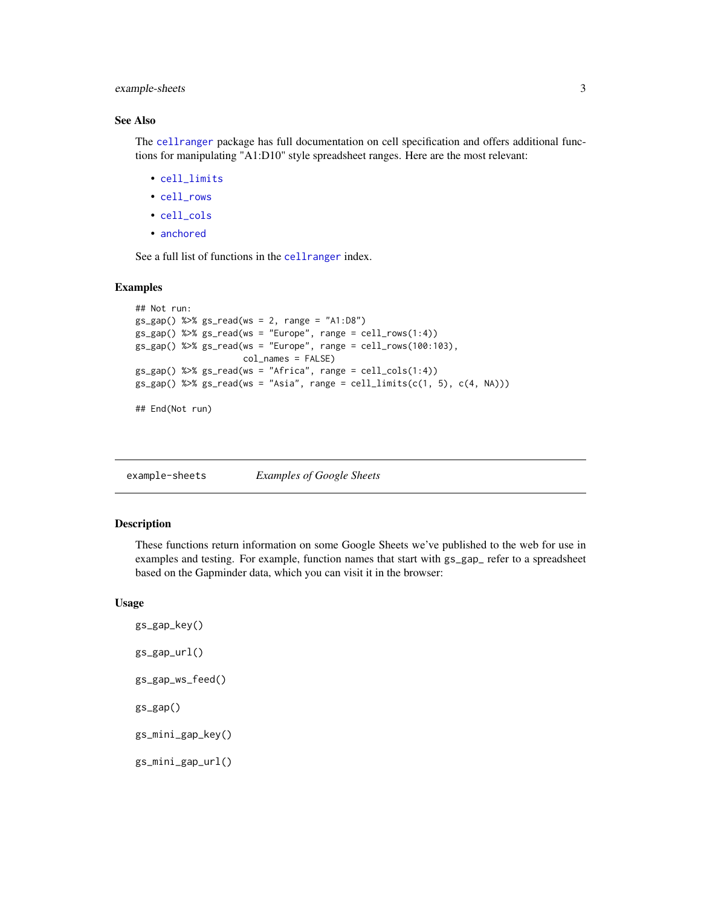### See Also

The `cellranger` package has full documentation on cell specification and offers additional functions for manipulating "A1:D10" style spreadsheet ranges. Here are the most relevant:

- `cell_limits`
- `cell_rows`
- `cell_cols`
- `anchored`

See a full list of functions in the `cellranger` index.

### Examples

```
## Not run:
gs_gap() %>% gs_read(ws = 2, range = "A1:D8")
gs_gap() %>% gs_read(ws = "Europe", range = cell_rows(1:4))
gs_gap() %>% gs_read(ws = "Europe", range = cell_rows(100:103),
                     col_names = FALSE)
gs_gap() %>% gs_read(ws = "Africa", range = cell_cols(1:4))
gs_gap() %>% gs_read(ws = "Asia", range = cell_limits(c(1, 5), c(4, NA)))

## End(Not run)
```

---

## example-sheets — *Examples of Google Sheets*

### Description

These functions return information on some Google Sheets we've published to the web for use in examples and testing. For example, function names that start with gs_gap_ refer to a spreadsheet based on the Gapminder data, which you can visit it in the browser:

### Usage

```
gs_gap_key()

gs_gap_url()

gs_gap_ws_feed()

gs_gap()

gs_mini_gap_key()

gs_mini_gap_url()
```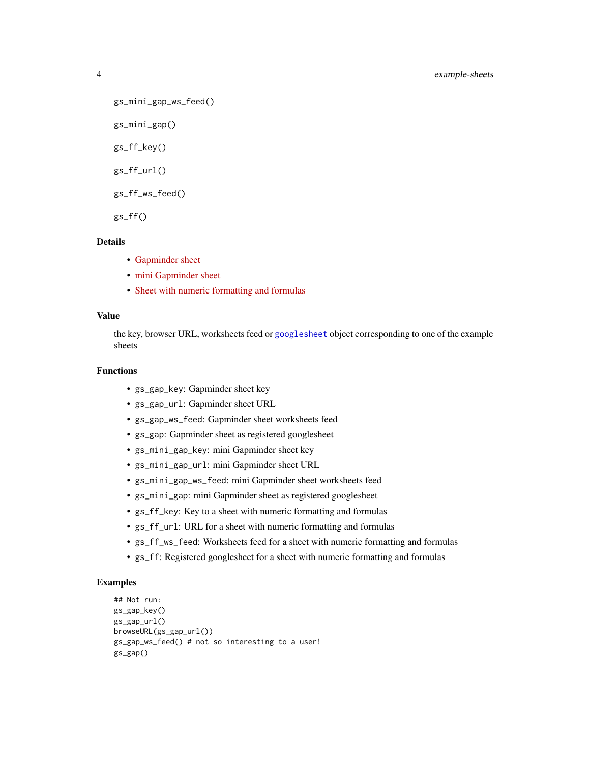```
gs_mini_gap_ws_feed()

gs_mini_gap()

gs_ff_key()

gs_ff_url()

gs_ff_ws_feed()

gs_ff()
```

### Details

- Gapminder sheet
- mini Gapminder sheet
- Sheet with numeric formatting and formulas

### Value

the key, browser URL, worksheets feed or `googlesheet` object corresponding to one of the example sheets

### Functions

- `gs_gap_key`: Gapminder sheet key
- `gs_gap_url`: Gapminder sheet URL
- `gs_gap_ws_feed`: Gapminder sheet worksheets feed
- `gs_gap`: Gapminder sheet as registered googlesheet
- `gs_mini_gap_key`: mini Gapminder sheet key
- `gs_mini_gap_url`: mini Gapminder sheet URL
- `gs_mini_gap_ws_feed`: mini Gapminder sheet worksheets feed
- `gs_mini_gap`: mini Gapminder sheet as registered googlesheet
- `gs_ff_key`: Key to a sheet with numeric formatting and formulas
- `gs_ff_url`: URL for a sheet with numeric formatting and formulas
- `gs_ff_ws_feed`: Worksheets feed for a sheet with numeric formatting and formulas
- `gs_ff`: Registered googlesheet for a sheet with numeric formatting and formulas

### Examples

```
## Not run:
gs_gap_key()
gs_gap_url()
browseURL(gs_gap_url())
gs_gap_ws_feed() # not so interesting to a user!
gs_gap()
```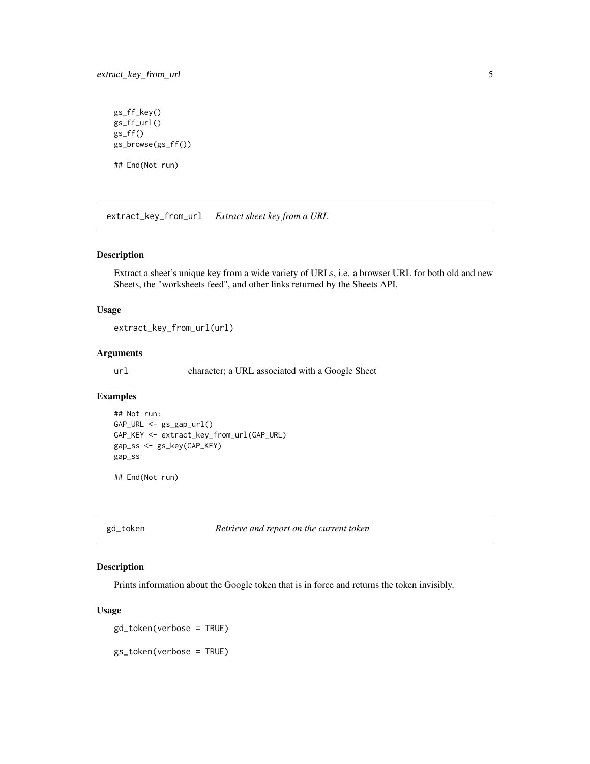```
gs_ff_key()
gs_ff_url()
gs_ff()
gs_browse(gs_ff())

## End(Not run)
```

---

## extract_key_from_url — *Extract sheet key from a URL*

### Description

Extract a sheet's unique key from a wide variety of URLs, i.e. a browser URL for both old and new Sheets, the "worksheets feed", and other links returned by the Sheets API.

### Usage

```
extract_key_from_url(url)
```

### Arguments

| | |
|---|---|
| `url` | character; a URL associated with a Google Sheet |

### Examples

```
## Not run:
GAP_URL <- gs_gap_url()
GAP_KEY <- extract_key_from_url(GAP_URL)
gap_ss <- gs_key(GAP_KEY)
gap_ss

## End(Not run)
```

---

## gd_token — *Retrieve and report on the current token*

### Description

Prints information about the Google token that is in force and returns the token invisibly.

### Usage

```
gd_token(verbose = TRUE)

gs_token(verbose = TRUE)
```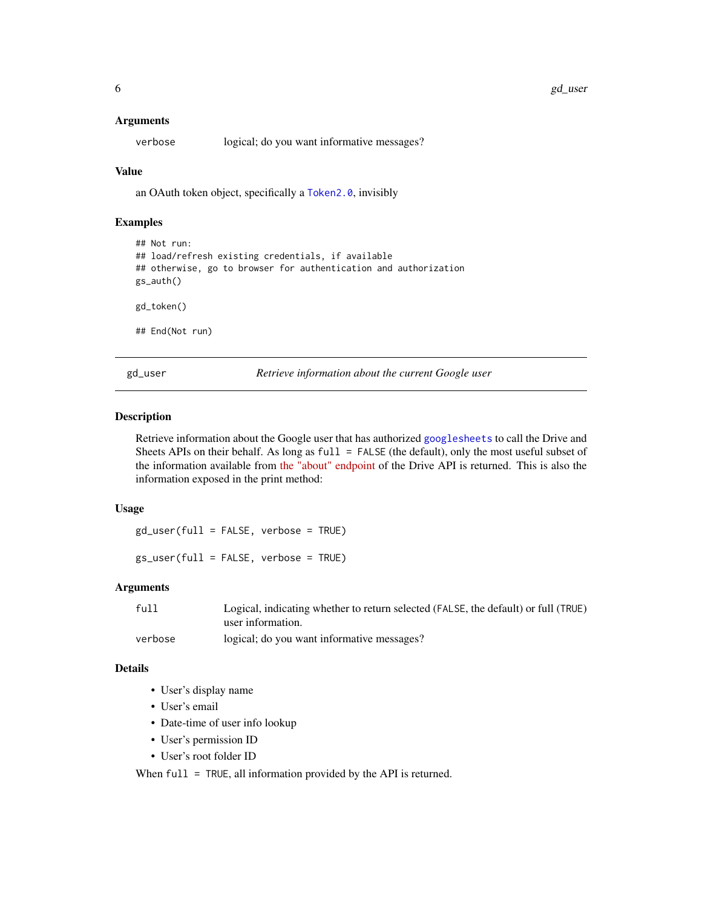### Arguments

| | |
|---|---|
| `verbose` | logical; do you want informative messages? |

### Value

an OAuth token object, specifically a `Token2.0`, invisibly

### Examples

```
## Not run:
## load/refresh existing credentials, if available
## otherwise, go to browser for authentication and authorization
gs_auth()

gd_token()

## End(Not run)
```

---

## gd_user — *Retrieve information about the current Google user*

---

### Description

Retrieve information about the Google user that has authorized `googlesheets` to call the Drive and Sheets APIs on their behalf. As long as `full = FALSE` (the default), only the most useful subset of the information available from the "about" endpoint of the Drive API is returned. This is also the information exposed in the print method:

### Usage

```
gd_user(full = FALSE, verbose = TRUE)

gs_user(full = FALSE, verbose = TRUE)
```

### Arguments

| | |
|---|---|
| `full` | Logical, indicating whether to return selected (`FALSE`, the default) or full (`TRUE`) user information. |
| `verbose` | logical; do you want informative messages? |

### Details

- User's display name
- User's email
- Date-time of user info lookup
- User's permission ID
- User's root folder ID

When `full = TRUE`, all information provided by the API is returned.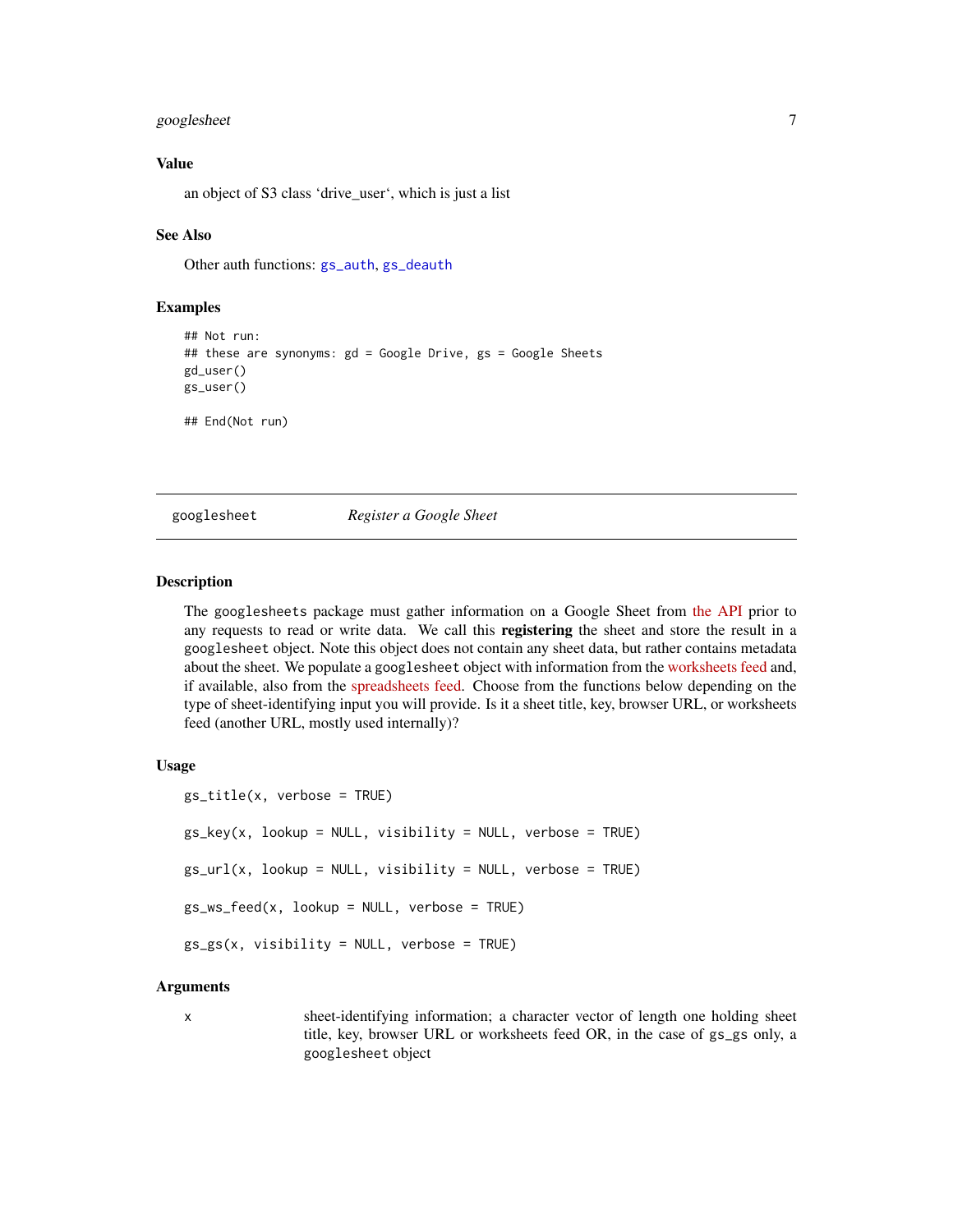### Value

an object of S3 class 'drive_user', which is just a list

### See Also

Other auth functions: gs_auth, gs_deauth

### Examples

```
## Not run:
## these are synonyms: gd = Google Drive, gs = Google Sheets
gd_user()
gs_user()

## End(Not run)
```

---

## googlesheet — *Register a Google Sheet*

### Description

The googlesheets package must gather information on a Google Sheet from the API prior to any requests to read or write data. We call this **registering** the sheet and store the result in a googlesheet object. Note this object does not contain any sheet data, but rather contains metadata about the sheet. We populate a googlesheet object with information from the worksheets feed and, if available, also from the spreadsheets feed. Choose from the functions below depending on the type of sheet-identifying input you will provide. Is it a sheet title, key, browser URL, or worksheets feed (another URL, mostly used internally)?

### Usage

```
gs_title(x, verbose = TRUE)

gs_key(x, lookup = NULL, visibility = NULL, verbose = TRUE)

gs_url(x, lookup = NULL, visibility = NULL, verbose = TRUE)

gs_ws_feed(x, lookup = NULL, verbose = TRUE)

gs_gs(x, visibility = NULL, verbose = TRUE)
```

### Arguments

| | |
|---|---|
| x | sheet-identifying information; a character vector of length one holding sheet title, key, browser URL or worksheets feed OR, in the case of gs_gs only, a googlesheet object |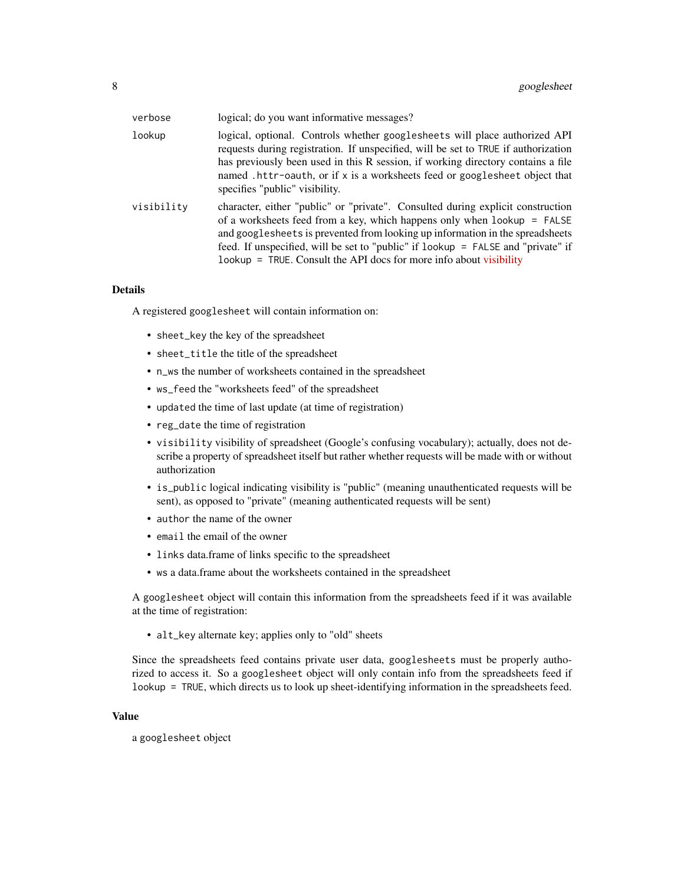| | |
|---|---|
| `verbose` | logical; do you want informative messages? |
| `lookup` | logical, optional. Controls whether `googlesheets` will place authorized API requests during registration. If unspecified, will be set to `TRUE` if authorization has previously been used in this R session, if working directory contains a file named `.httr-oauth`, or if `x` is a worksheets feed or `googlesheet` object that specifies "public" visibility. |
| `visibility` | character, either "public" or "private". Consulted during explicit construction of a worksheets feed from a key, which happens only when `lookup = FALSE` and `googlesheets` is prevented from looking up information in the spreadsheets feed. If unspecified, will be set to "public" if `lookup = FALSE` and "private" if `lookup = TRUE`. Consult the API docs for more info about visibility |

## Details

A registered `googlesheet` will contain information on:

- `sheet_key` the key of the spreadsheet
- `sheet_title` the title of the spreadsheet
- `n_ws` the number of worksheets contained in the spreadsheet
- `ws_feed` the "worksheets feed" of the spreadsheet
- `updated` the time of last update (at time of registration)
- `reg_date` the time of registration
- `visibility` visibility of spreadsheet (Google's confusing vocabulary); actually, does not describe a property of spreadsheet itself but rather whether requests will be made with or without authorization
- `is_public` logical indicating visibility is "public" (meaning unauthenticated requests will be sent), as opposed to "private" (meaning authenticated requests will be sent)
- `author` the name of the owner
- `email` the email of the owner
- `links` data.frame of links specific to the spreadsheet
- `ws` a data.frame about the worksheets contained in the spreadsheet

A `googlesheet` object will contain this information from the spreadsheets feed if it was available at the time of registration:

- `alt_key` alternate key; applies only to "old" sheets

Since the spreadsheets feed contains private user data, `googlesheets` must be properly authorized to access it. So a `googlesheet` object will only contain info from the spreadsheets feed if `lookup = TRUE`, which directs us to look up sheet-identifying information in the spreadsheets feed.

## Value

a `googlesheet` object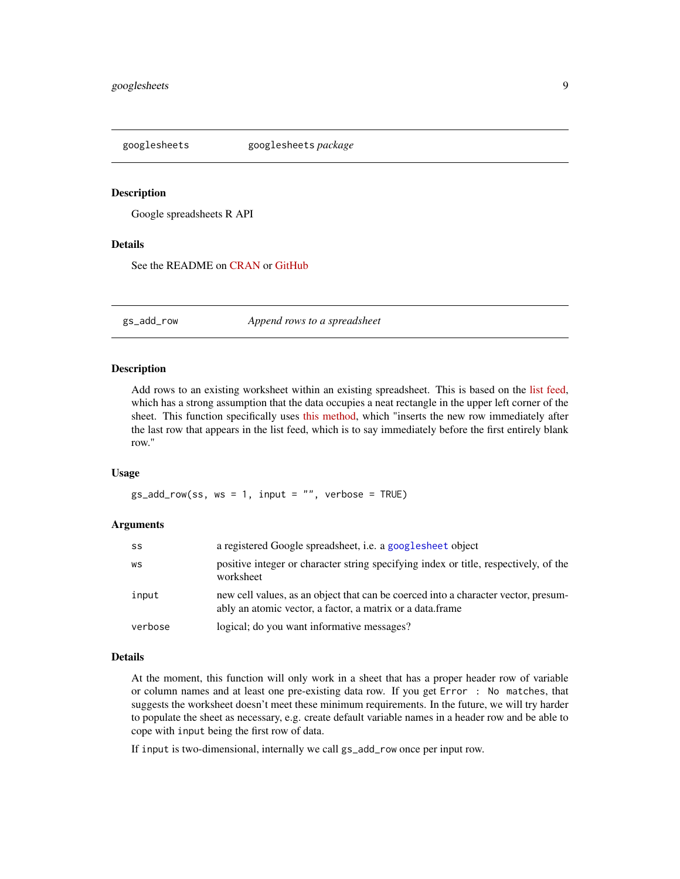## googlesheets — *googlesheets package*

### Description

Google spreadsheets R API

### Details

See the README on CRAN or GitHub

## gs_add_row — *Append rows to a spreadsheet*

### Description

Add rows to an existing worksheet within an existing spreadsheet. This is based on the list feed, which has a strong assumption that the data occupies a neat rectangle in the upper left corner of the sheet. This function specifically uses this method, which "inserts the new row immediately after the last row that appears in the list feed, which is to say immediately before the first entirely blank row."

### Usage

```
gs_add_row(ss, ws = 1, input = "", verbose = TRUE)
```

### Arguments

| | |
|---|---|
| `ss` | a registered Google spreadsheet, i.e. a `googlesheet` object |
| `ws` | positive integer or character string specifying index or title, respectively, of the worksheet |
| `input` | new cell values, as an object that can be coerced into a character vector, presumably an atomic vector, a factor, a matrix or a data.frame |
| `verbose` | logical; do you want informative messages? |

### Details

At the moment, this function will only work in a sheet that has a proper header row of variable or column names and at least one pre-existing data row. If you get `Error : No matches`, that suggests the worksheet doesn't meet these minimum requirements. In the future, we will try harder to populate the sheet as necessary, e.g. create default variable names in a header row and be able to cope with `input` being the first row of data.

If `input` is two-dimensional, internally we call `gs_add_row` once per input row.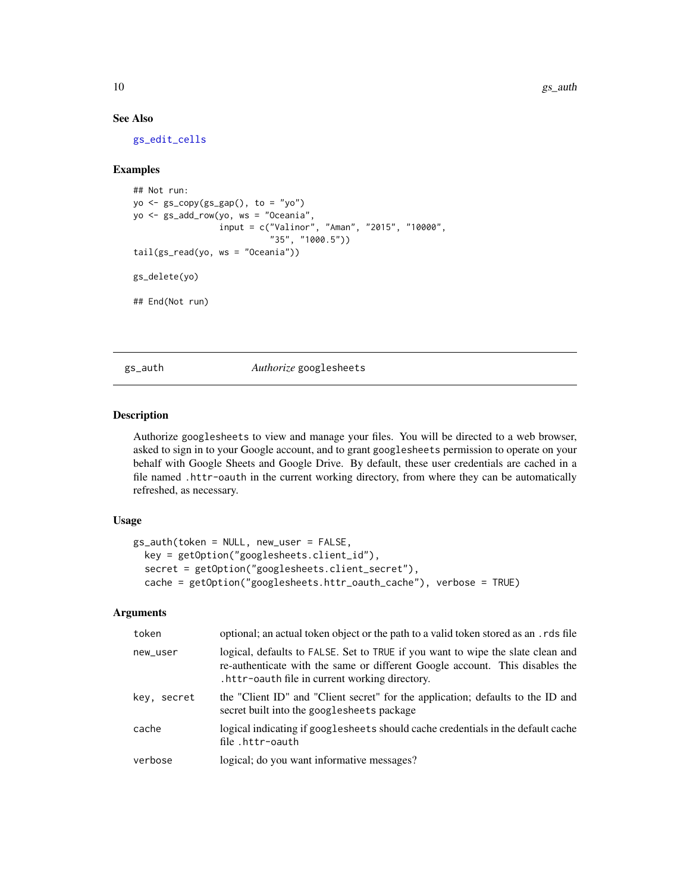### See Also

gs_edit_cells

### Examples

```
## Not run:
yo <- gs_copy(gs_gap(), to = "yo")
yo <- gs_add_row(yo, ws = "Oceania",
                 input = c("Valinor", "Aman", "2015", "10000",
                           "35", "1000.5"))
tail(gs_read(yo, ws = "Oceania"))

gs_delete(yo)

## End(Not run)
```

---

## gs_auth &nbsp;&nbsp;&nbsp;&nbsp;&nbsp;&nbsp;&nbsp;&nbsp; *Authorize* googlesheets

---

### Description

Authorize googlesheets to view and manage your files. You will be directed to a web browser, asked to sign in to your Google account, and to grant googlesheets permission to operate on your behalf with Google Sheets and Google Drive. By default, these user credentials are cached in a file named .httr-oauth in the current working directory, from where they can be automatically refreshed, as necessary.

### Usage

```
gs_auth(token = NULL, new_user = FALSE,
  key = getOption("googlesheets.client_id"),
  secret = getOption("googlesheets.client_secret"),
  cache = getOption("googlesheets.httr_oauth_cache"), verbose = TRUE)
```

### Arguments

| | |
|---|---|
| token | optional; an actual token object or the path to a valid token stored as an .rds file |
| new_user | logical, defaults to FALSE. Set to TRUE if you want to wipe the slate clean and re-authenticate with the same or different Google account. This disables the .httr-oauth file in current working directory. |
| key, secret | the "Client ID" and "Client secret" for the application; defaults to the ID and secret built into the googlesheets package |
| cache | logical indicating if googlesheets should cache credentials in the default cache file .httr-oauth |
| verbose | logical; do you want informative messages? |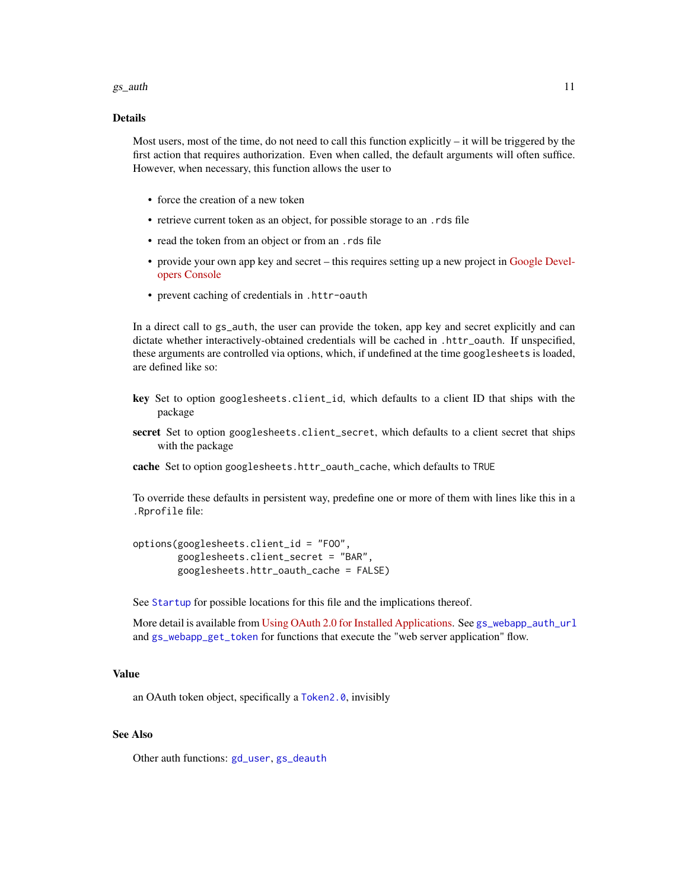## Details

Most users, most of the time, do not need to call this function explicitly – it will be triggered by the first action that requires authorization. Even when called, the default arguments will often suffice. However, when necessary, this function allows the user to

- force the creation of a new token
- retrieve current token as an object, for possible storage to an `.rds` file
- read the token from an object or from an `.rds` file
- provide your own app key and secret – this requires setting up a new project in Google Developers Console
- prevent caching of credentials in `.httr-oauth`

In a direct call to `gs_auth`, the user can provide the token, app key and secret explicitly and can dictate whether interactively-obtained credentials will be cached in `.httr_oauth`. If unspecified, these arguments are controlled via options, which, if undefined at the time `googlesheets` is loaded, are defined like so:

**key** Set to option `googlesheets.client_id`, which defaults to a client ID that ships with the package

**secret** Set to option `googlesheets.client_secret`, which defaults to a client secret that ships with the package

**cache** Set to option `googlesheets.httr_oauth_cache`, which defaults to `TRUE`

To override these defaults in persistent way, predefine one or more of them with lines like this in a `.Rprofile` file:

```
options(googlesheets.client_id = "FOO",
        googlesheets.client_secret = "BAR",
        googlesheets.httr_oauth_cache = FALSE)
```

See `Startup` for possible locations for this file and the implications thereof.

More detail is available from Using OAuth 2.0 for Installed Applications. See `gs_webapp_auth_url` and `gs_webapp_get_token` for functions that execute the "web server application" flow.

## Value

an OAuth token object, specifically a `Token2.0`, invisibly

## See Also

Other auth functions: `gd_user`, `gs_deauth`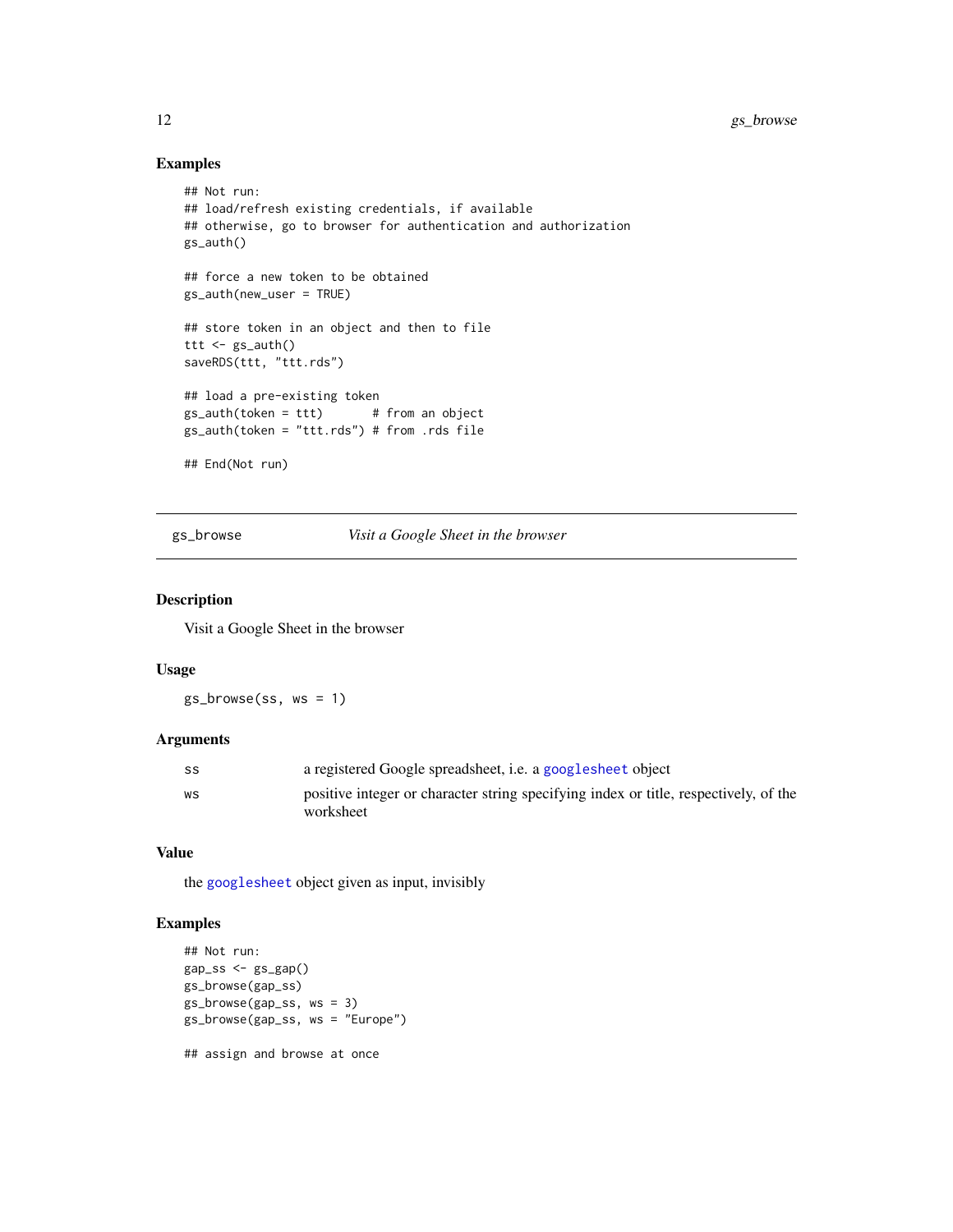## Examples

```
## Not run:
## load/refresh existing credentials, if available
## otherwise, go to browser for authentication and authorization
gs_auth()

## force a new token to be obtained
gs_auth(new_user = TRUE)

## store token in an object and then to file
ttt <- gs_auth()
saveRDS(ttt, "ttt.rds")

## load a pre-existing token
gs_auth(token = ttt)       # from an object
gs_auth(token = "ttt.rds") # from .rds file

## End(Not run)
```

---

# gs_browse — *Visit a Google Sheet in the browser*

---

## Description

Visit a Google Sheet in the browser

## Usage

```
gs_browse(ss, ws = 1)
```

## Arguments

| | |
|---|---|
| ss | a registered Google spreadsheet, i.e. a `googlesheet` object |
| ws | positive integer or character string specifying index or title, respectively, of the worksheet |

## Value

the `googlesheet` object given as input, invisibly

## Examples

```
## Not run:
gap_ss <- gs_gap()
gs_browse(gap_ss)
gs_browse(gap_ss, ws = 3)
gs_browse(gap_ss, ws = "Europe")

## assign and browse at once
```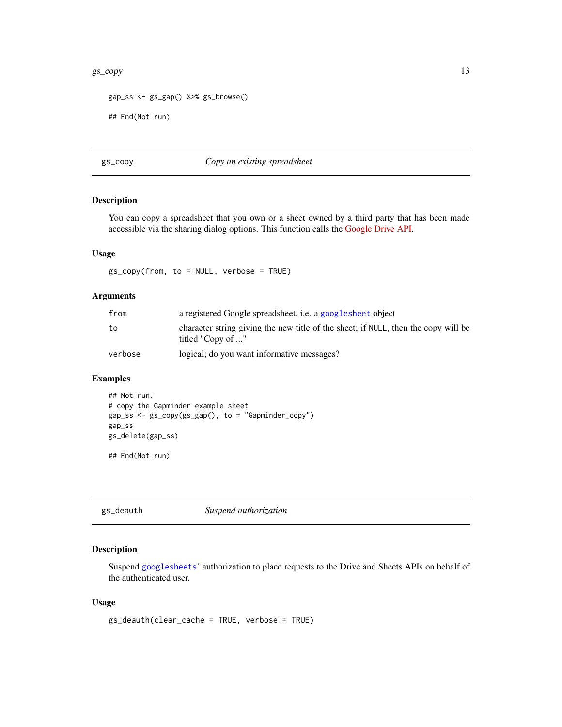```
gap_ss <- gs_gap() %>% gs_browse()

## End(Not run)
```

## gs_copy — *Copy an existing spreadsheet*

### Description

You can copy a spreadsheet that you own or a sheet owned by a third party that has been made accessible via the sharing dialog options. This function calls the Google Drive API.

### Usage

```
gs_copy(from, to = NULL, verbose = TRUE)
```

### Arguments

| | |
|---|---|
| `from` | a registered Google spreadsheet, i.e. a `googlesheet` object |
| `to` | character string giving the new title of the sheet; if `NULL`, then the copy will be titled "Copy of ..." |
| `verbose` | logical; do you want informative messages? |

### Examples

```
## Not run:
# copy the Gapminder example sheet
gap_ss <- gs_copy(gs_gap(), to = "Gapminder_copy")
gap_ss
gs_delete(gap_ss)

## End(Not run)
```

## gs_deauth — *Suspend authorization*

### Description

Suspend `googlesheets`' authorization to place requests to the Drive and Sheets APIs on behalf of the authenticated user.

### Usage

```
gs_deauth(clear_cache = TRUE, verbose = TRUE)
```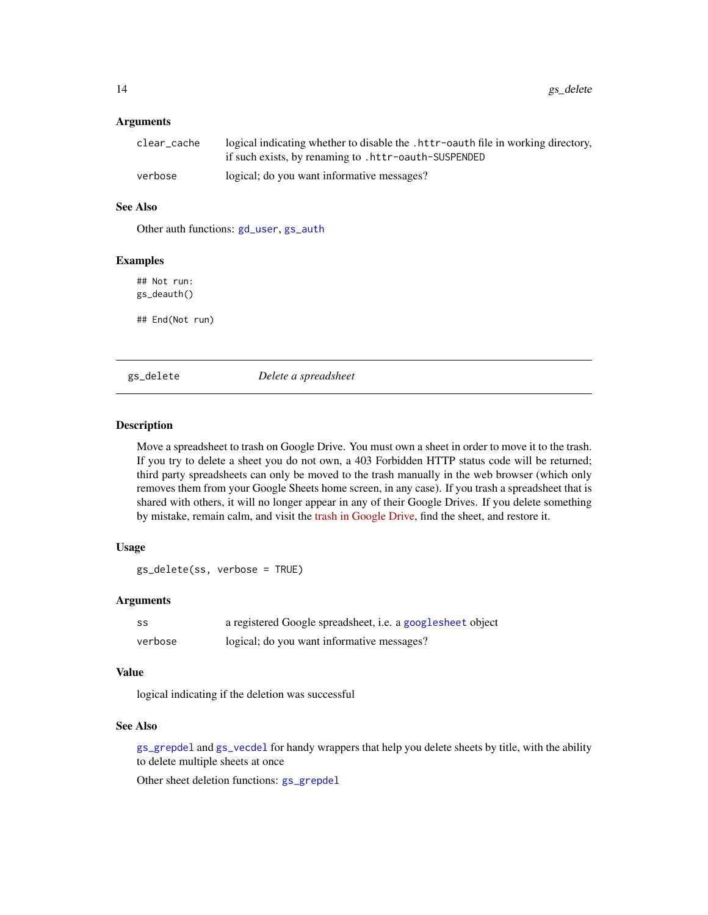### Arguments

| | |
|---|---|
| `clear_cache` | logical indicating whether to disable the `.httr-oauth` file in working directory, if such exists, by renaming to `.httr-oauth-SUSPENDED` |
| `verbose` | logical; do you want informative messages? |

### See Also

Other auth functions: `gd_user`, `gs_auth`

### Examples

```
## Not run:
gs_deauth()

## End(Not run)
```

---

## gs_delete — *Delete a spreadsheet*

### Description

Move a spreadsheet to trash on Google Drive. You must own a sheet in order to move it to the trash. If you try to delete a sheet you do not own, a 403 Forbidden HTTP status code will be returned; third party spreadsheets can only be moved to the trash manually in the web browser (which only removes them from your Google Sheets home screen, in any case). If you trash a spreadsheet that is shared with others, it will no longer appear in any of their Google Drives. If you delete something by mistake, remain calm, and visit the trash in Google Drive, find the sheet, and restore it.

### Usage

```
gs_delete(ss, verbose = TRUE)
```

### Arguments

| | |
|---|---|
| `ss` | a registered Google spreadsheet, i.e. a `googlesheet` object |
| `verbose` | logical; do you want informative messages? |

### Value

logical indicating if the deletion was successful

### See Also

`gs_grepdel` and `gs_vecdel` for handy wrappers that help you delete sheets by title, with the ability to delete multiple sheets at once

Other sheet deletion functions: `gs_grepdel`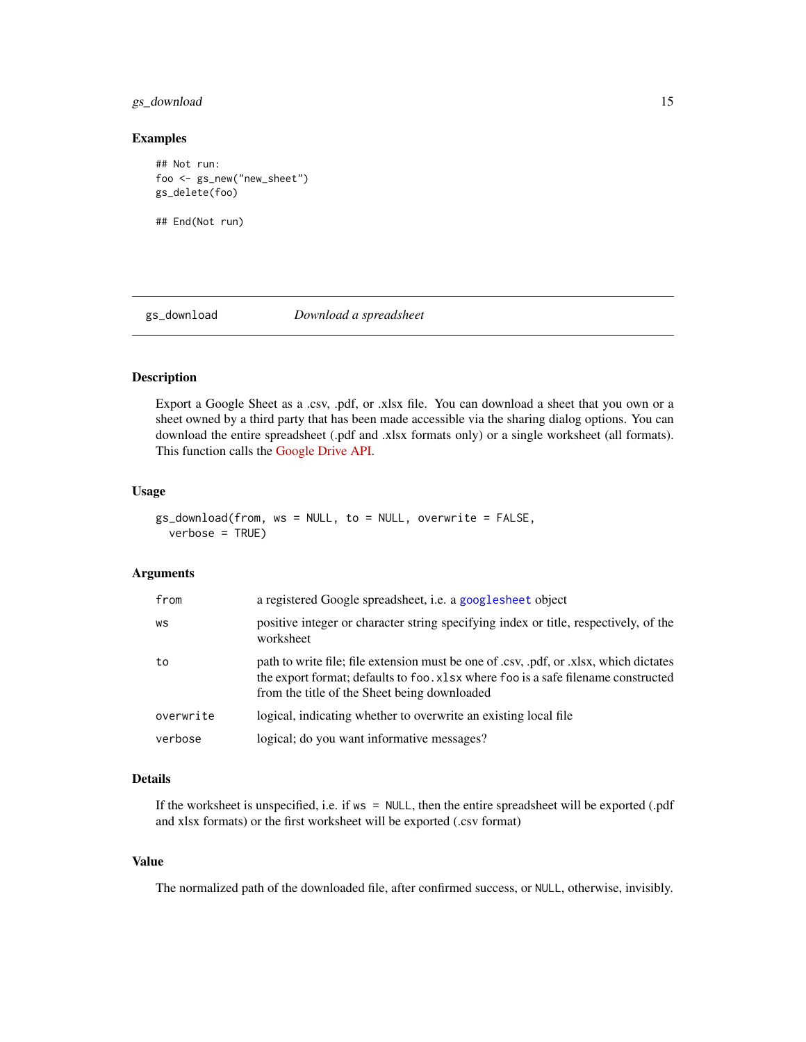### Examples

```
## Not run:
foo <- gs_new("new_sheet")
gs_delete(foo)

## End(Not run)
```

## gs_download — *Download a spreadsheet*

### Description

Export a Google Sheet as a .csv, .pdf, or .xlsx file. You can download a sheet that you own or a sheet owned by a third party that has been made accessible via the sharing dialog options. You can download the entire spreadsheet (.pdf and .xlsx formats only) or a single worksheet (all formats). This function calls the Google Drive API.

### Usage

```
gs_download(from, ws = NULL, to = NULL, overwrite = FALSE,
  verbose = TRUE)
```

### Arguments

| | |
|---|---|
| `from` | a registered Google spreadsheet, i.e. a `googlesheet` object |
| `ws` | positive integer or character string specifying index or title, respectively, of the worksheet |
| `to` | path to write file; file extension must be one of .csv, .pdf, or .xlsx, which dictates the export format; defaults to `foo.xlsx` where `foo` is a safe filename constructed from the title of the Sheet being downloaded |
| `overwrite` | logical, indicating whether to overwrite an existing local file |
| `verbose` | logical; do you want informative messages? |

### Details

If the worksheet is unspecified, i.e. if `ws = NULL`, then the entire spreadsheet will be exported (.pdf and xlsx formats) or the first worksheet will be exported (.csv format)

### Value

The normalized path of the downloaded file, after confirmed success, or `NULL`, otherwise, invisibly.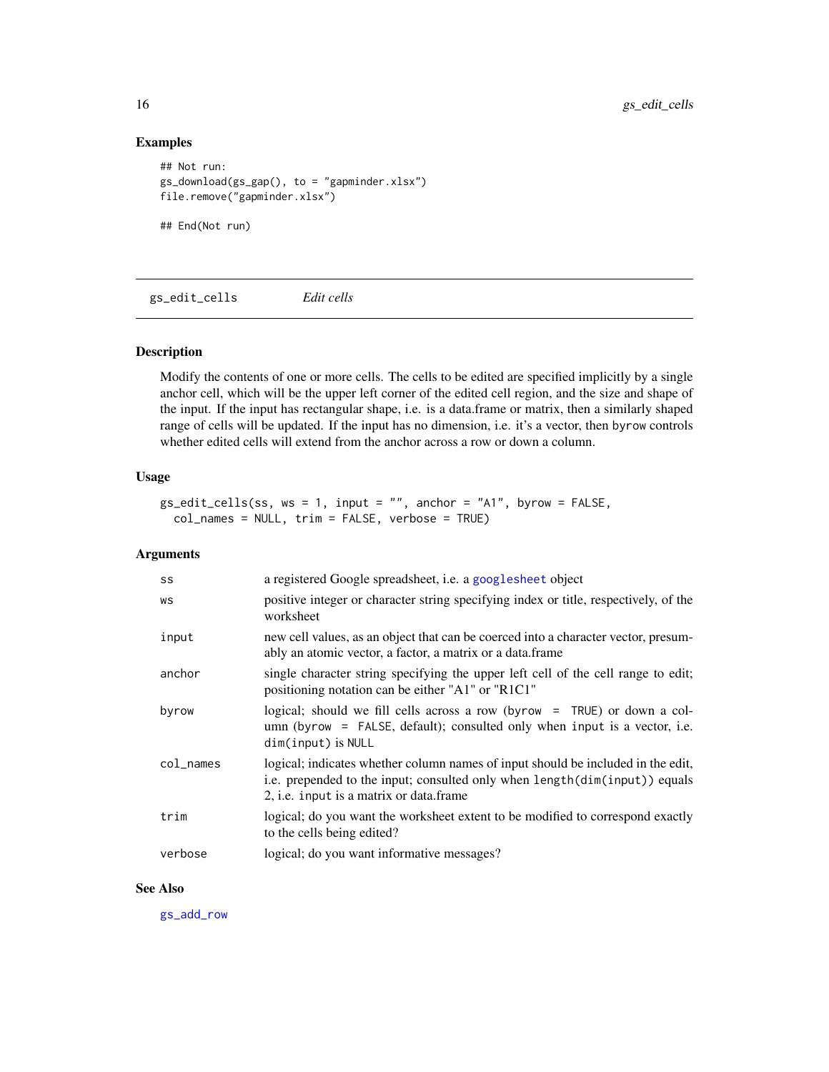## Examples

```
## Not run:
gs_download(gs_gap(), to = "gapminder.xlsx")
file.remove("gapminder.xlsx")

## End(Not run)
```

---

# gs_edit_cells    *Edit cells*

## Description

Modify the contents of one or more cells. The cells to be edited are specified implicitly by a single anchor cell, which will be the upper left corner of the edited cell region, and the size and shape of the input. If the input has rectangular shape, i.e. is a data.frame or matrix, then a similarly shaped range of cells will be updated. If the input has no dimension, i.e. it's a vector, then `byrow` controls whether edited cells will extend from the anchor across a row or down a column.

## Usage

```
gs_edit_cells(ss, ws = 1, input = "", anchor = "A1", byrow = FALSE,
  col_names = NULL, trim = FALSE, verbose = TRUE)
```

## Arguments

| | |
|---|---|
| `ss` | a registered Google spreadsheet, i.e. a `googlesheet` object |
| `ws` | positive integer or character string specifying index or title, respectively, of the worksheet |
| `input` | new cell values, as an object that can be coerced into a character vector, presumably an atomic vector, a factor, a matrix or a data.frame |
| `anchor` | single character string specifying the upper left cell of the cell range to edit; positioning notation can be either "A1" or "R1C1" |
| `byrow` | logical; should we fill cells across a row (`byrow = TRUE`) or down a column (`byrow = FALSE`, default); consulted only when `input` is a vector, i.e. `dim(input)` is `NULL` |
| `col_names` | logical; indicates whether column names of input should be included in the edit, i.e. prepended to the input; consulted only when `length(dim(input))` equals 2, i.e. `input` is a matrix or data.frame |
| `trim` | logical; do you want the worksheet extent to be modified to correspond exactly to the cells being edited? |
| `verbose` | logical; do you want informative messages? |

## See Also

`gs_add_row`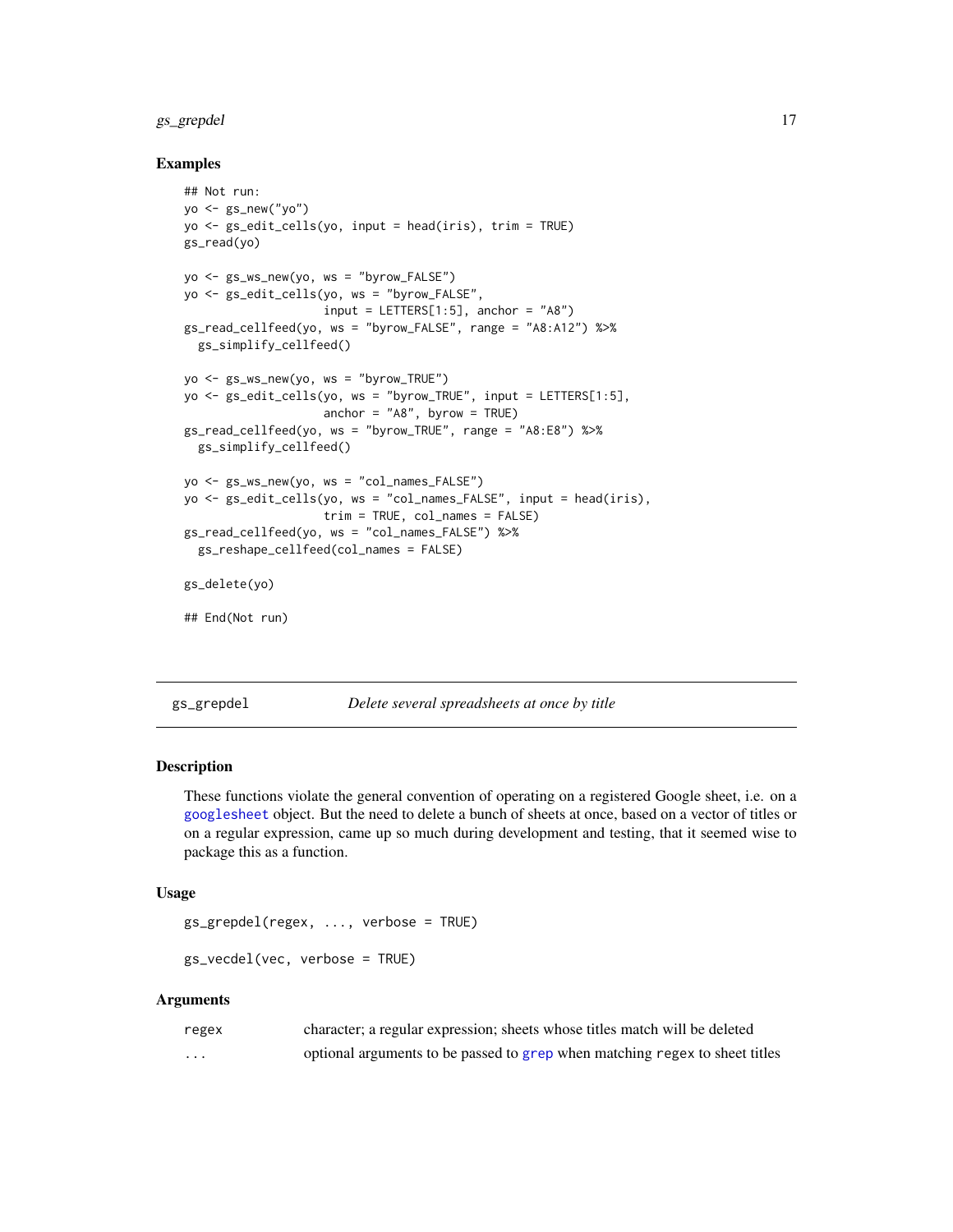### Examples

```
## Not run:
yo <- gs_new("yo")
yo <- gs_edit_cells(yo, input = head(iris), trim = TRUE)
gs_read(yo)

yo <- gs_ws_new(yo, ws = "byrow_FALSE")
yo <- gs_edit_cells(yo, ws = "byrow_FALSE",
                    input = LETTERS[1:5], anchor = "A8")
gs_read_cellfeed(yo, ws = "byrow_FALSE", range = "A8:A12") %>%
  gs_simplify_cellfeed()

yo <- gs_ws_new(yo, ws = "byrow_TRUE")
yo <- gs_edit_cells(yo, ws = "byrow_TRUE", input = LETTERS[1:5],
                    anchor = "A8", byrow = TRUE)
gs_read_cellfeed(yo, ws = "byrow_TRUE", range = "A8:E8") %>%
  gs_simplify_cellfeed()

yo <- gs_ws_new(yo, ws = "col_names_FALSE")
yo <- gs_edit_cells(yo, ws = "col_names_FALSE", input = head(iris),
                    trim = TRUE, col_names = FALSE)
gs_read_cellfeed(yo, ws = "col_names_FALSE") %>%
  gs_reshape_cellfeed(col_names = FALSE)

gs_delete(yo)

## End(Not run)
```

---

## gs_grepdel — *Delete several spreadsheets at once by title*

### Description

These functions violate the general convention of operating on a registered Google sheet, i.e. on a googlesheet object. But the need to delete a bunch of sheets at once, based on a vector of titles or on a regular expression, came up so much during development and testing, that it seemed wise to package this as a function.

### Usage

```
gs_grepdel(regex, ..., verbose = TRUE)

gs_vecdel(vec, verbose = TRUE)
```

### Arguments

| | |
|---|---|
| regex | character; a regular expression; sheets whose titles match will be deleted |
| ... | optional arguments to be passed to grep when matching regex to sheet titles |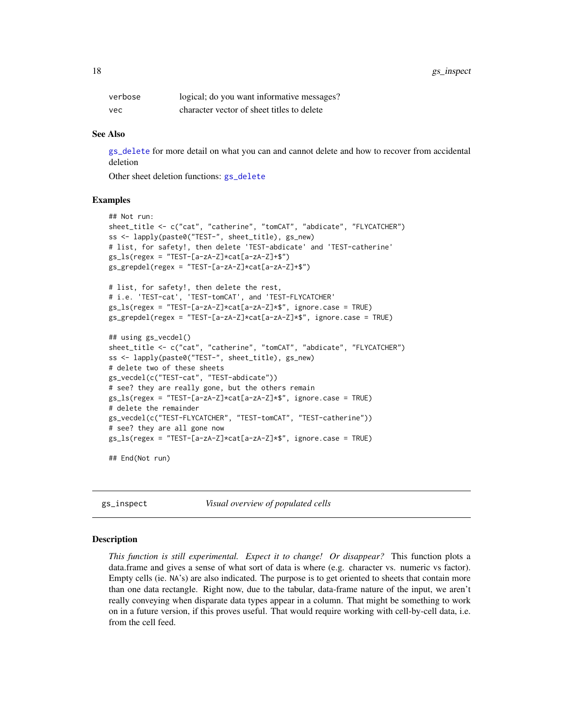| | |
|---|---|
| verbose | logical; do you want informative messages? |
| vec | character vector of sheet titles to delete |

### See Also

gs_delete for more detail on what you can and cannot delete and how to recover from accidental deletion

Other sheet deletion functions: gs_delete

### Examples

```
## Not run:
sheet_title <- c("cat", "catherine", "tomCAT", "abdicate", "FLYCATCHER")
ss <- lapply(paste0("TEST-", sheet_title), gs_new)
# list, for safety!, then delete 'TEST-abdicate' and 'TEST-catherine'
gs_ls(regex = "TEST-[a-zA-Z]*cat[a-zA-Z]+$")
gs_grepdel(regex = "TEST-[a-zA-Z]*cat[a-zA-Z]+$")

# list, for safety!, then delete the rest,
# i.e. 'TEST-cat', 'TEST-tomCAT', and 'TEST-FLYCATCHER'
gs_ls(regex = "TEST-[a-zA-Z]*cat[a-zA-Z]*$", ignore.case = TRUE)
gs_grepdel(regex = "TEST-[a-zA-Z]*cat[a-zA-Z]*$", ignore.case = TRUE)

## using gs_vecdel()
sheet_title <- c("cat", "catherine", "tomCAT", "abdicate", "FLYCATCHER")
ss <- lapply(paste0("TEST-", sheet_title), gs_new)
# delete two of these sheets
gs_vecdel(c("TEST-cat", "TEST-abdicate"))
# see? they are really gone, but the others remain
gs_ls(regex = "TEST-[a-zA-Z]*cat[a-zA-Z]*$", ignore.case = TRUE)
# delete the remainder
gs_vecdel(c("TEST-FLYCATCHER", "TEST-tomCAT", "TEST-catherine"))
# see? they are all gone now
gs_ls(regex = "TEST-[a-zA-Z]*cat[a-zA-Z]*$", ignore.case = TRUE)

## End(Not run)
```

---

## gs_inspect — *Visual overview of populated cells*

---

### Description

*This function is still experimental. Expect it to change! Or disappear?* This function plots a data.frame and gives a sense of what sort of data is where (e.g. character vs. numeric vs factor). Empty cells (ie. NA's) are also indicated. The purpose is to get oriented to sheets that contain more than one data rectangle. Right now, due to the tabular, data-frame nature of the input, we aren't really conveying when disparate data types appear in a column. That might be something to work on in a future version, if this proves useful. That would require working with cell-by-cell data, i.e. from the cell feed.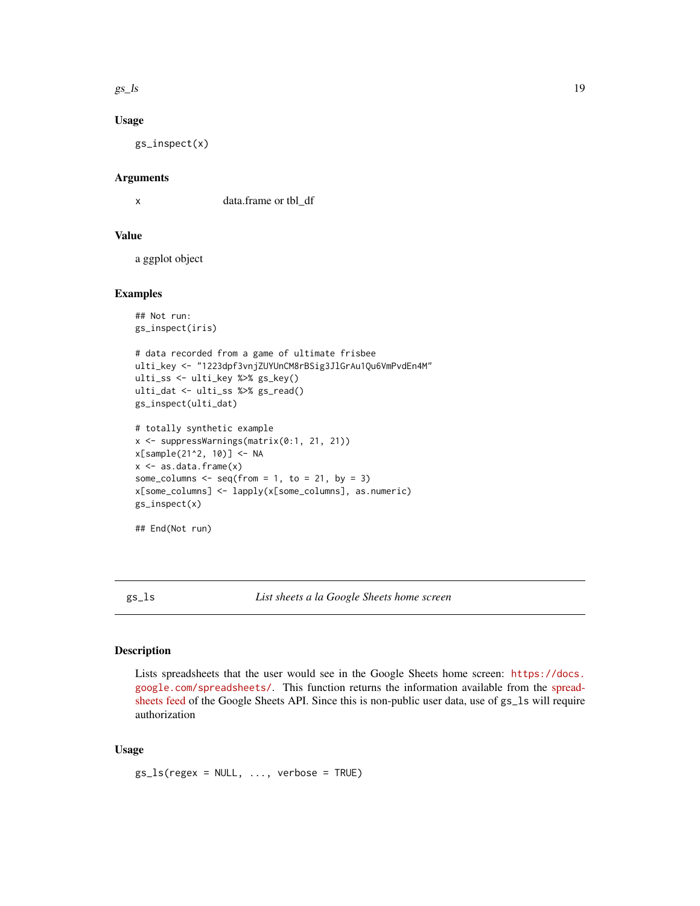### Usage

```
gs_inspect(x)
```

### Arguments

| | |
|---|---|
| x | data.frame or tbl_df |

### Value

a ggplot object

### Examples

```
## Not run:
gs_inspect(iris)

# data recorded from a game of ultimate frisbee
ulti_key <- "1223dpf3vnjZUYUnCM8rBSig3JlGrAu1Qu6VmPvdEn4M"
ulti_ss <- ulti_key %>% gs_key()
ulti_dat <- ulti_ss %>% gs_read()
gs_inspect(ulti_dat)

# totally synthetic example
x <- suppressWarnings(matrix(0:1, 21, 21))
x[sample(21^2, 10)] <- NA
x <- as.data.frame(x)
some_columns <- seq(from = 1, to = 21, by = 3)
x[some_columns] <- lapply(x[some_columns], as.numeric)
gs_inspect(x)

## End(Not run)
```

---

## gs_ls — *List sheets a la Google Sheets home screen*

### Description

Lists spreadsheets that the user would see in the Google Sheets home screen: https://docs.google.com/spreadsheets/. This function returns the information available from the spreadsheets feed of the Google Sheets API. Since this is non-public user data, use of gs_ls will require authorization

### Usage

```
gs_ls(regex = NULL, ..., verbose = TRUE)
```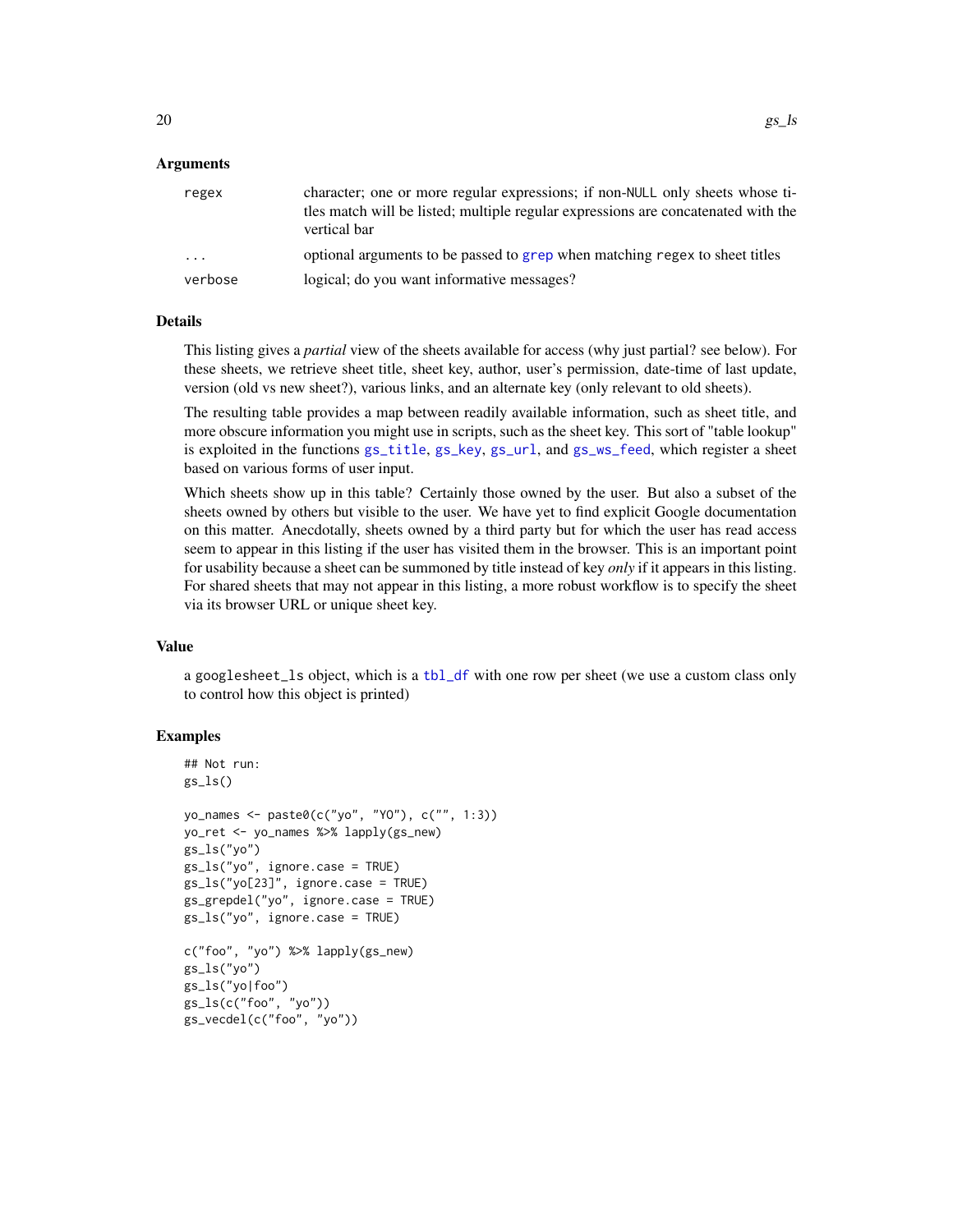### Arguments

| | |
|---|---|
| regex | character; one or more regular expressions; if non-NULL only sheets whose titles match will be listed; multiple regular expressions are concatenated with the vertical bar |
| ... | optional arguments to be passed to grep when matching regex to sheet titles |
| verbose | logical; do you want informative messages? |

### Details

This listing gives a *partial* view of the sheets available for access (why just partial? see below). For these sheets, we retrieve sheet title, sheet key, author, user's permission, date-time of last update, version (old vs new sheet?), various links, and an alternate key (only relevant to old sheets).

The resulting table provides a map between readily available information, such as sheet title, and more obscure information you might use in scripts, such as the sheet key. This sort of "table lookup" is exploited in the functions gs_title, gs_key, gs_url, and gs_ws_feed, which register a sheet based on various forms of user input.

Which sheets show up in this table? Certainly those owned by the user. But also a subset of the sheets owned by others but visible to the user. We have yet to find explicit Google documentation on this matter. Anecdotally, sheets owned by a third party but for which the user has read access seem to appear in this listing if the user has visited them in the browser. This is an important point for usability because a sheet can be summoned by title instead of key *only* if it appears in this listing. For shared sheets that may not appear in this listing, a more robust workflow is to specify the sheet via its browser URL or unique sheet key.

### Value

a googlesheet_ls object, which is a tbl_df with one row per sheet (we use a custom class only to control how this object is printed)

### Examples

```
## Not run:
gs_ls()

yo_names <- paste0(c("yo", "YO"), c("", 1:3))
yo_ret <- yo_names %>% lapply(gs_new)
gs_ls("yo")
gs_ls("yo", ignore.case = TRUE)
gs_ls("yo[23]", ignore.case = TRUE)
gs_grepdel("yo", ignore.case = TRUE)
gs_ls("yo", ignore.case = TRUE)

c("foo", "yo") %>% lapply(gs_new)
gs_ls("yo")
gs_ls("yo|foo")
gs_ls(c("foo", "yo"))
gs_vecdel(c("foo", "yo"))
```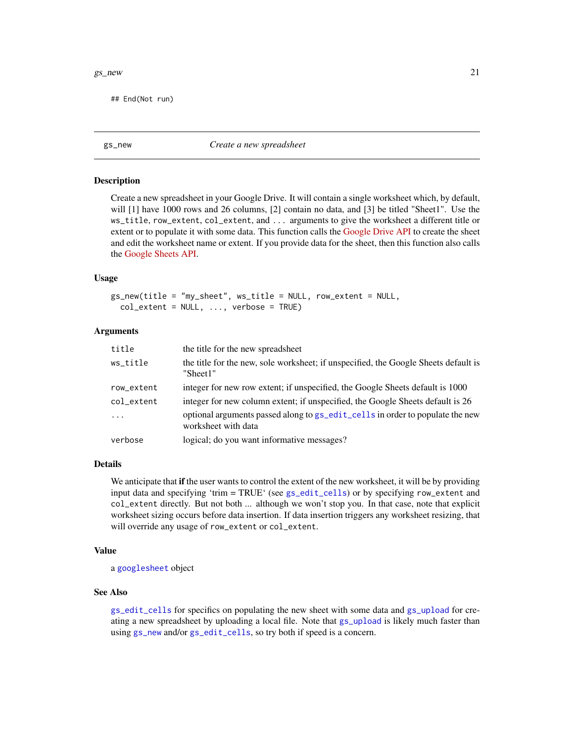```
## End(Not run)
```

## gs_new — *Create a new spreadsheet*

### Description

Create a new spreadsheet in your Google Drive. It will contain a single worksheet which, by default, will [1] have 1000 rows and 26 columns, [2] contain no data, and [3] be titled "Sheet1". Use the `ws_title`, `row_extent`, `col_extent`, and `...` arguments to give the worksheet a different title or extent or to populate it with some data. This function calls the Google Drive API to create the sheet and edit the worksheet name or extent. If you provide data for the sheet, then this function also calls the Google Sheets API.

### Usage

```
gs_new(title = "my_sheet", ws_title = NULL, row_extent = NULL,
  col_extent = NULL, ..., verbose = TRUE)
```

### Arguments

| | |
|---|---|
| `title` | the title for the new spreadsheet |
| `ws_title` | the title for the new, sole worksheet; if unspecified, the Google Sheets default is "Sheet1" |
| `row_extent` | integer for new row extent; if unspecified, the Google Sheets default is 1000 |
| `col_extent` | integer for new column extent; if unspecified, the Google Sheets default is 26 |
| `...` | optional arguments passed along to `gs_edit_cells` in order to populate the new worksheet with data |
| `verbose` | logical; do you want informative messages? |

### Details

We anticipate that **if** the user wants to control the extent of the new worksheet, it will be by providing input data and specifying 'trim = TRUE' (see `gs_edit_cells`) or by specifying `row_extent` and `col_extent` directly. But not both ... although we won't stop you. In that case, note that explicit worksheet sizing occurs before data insertion. If data insertion triggers any worksheet resizing, that will override any usage of `row_extent` or `col_extent`.

### Value

a `googlesheet` object

### See Also

`gs_edit_cells` for specifics on populating the new sheet with some data and `gs_upload` for creating a new spreadsheet by uploading a local file. Note that `gs_upload` is likely much faster than using `gs_new` and/or `gs_edit_cells`, so try both if speed is a concern.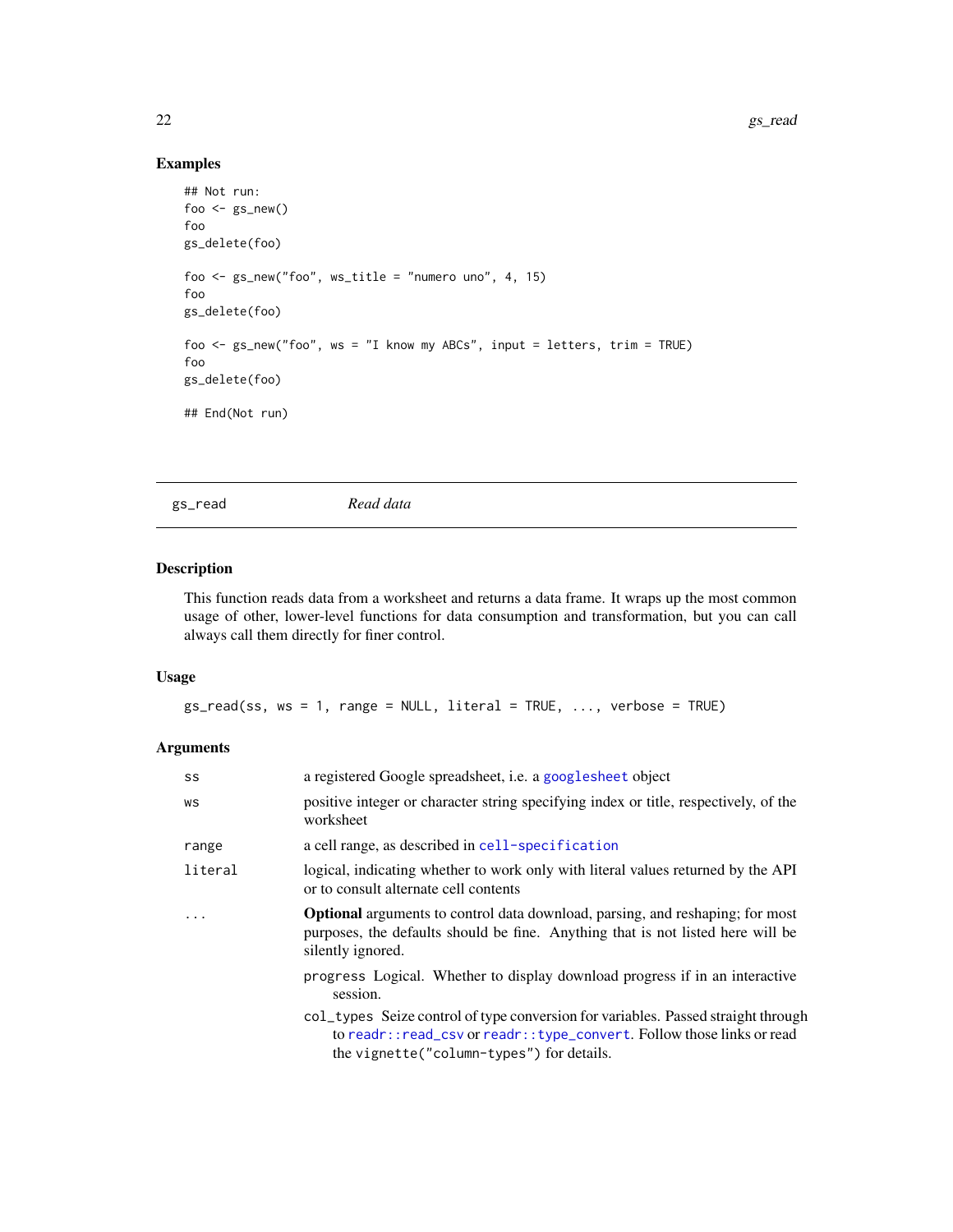## Examples

```
## Not run:
foo <- gs_new()
foo
gs_delete(foo)

foo <- gs_new("foo", ws_title = "numero uno", 4, 15)
foo
gs_delete(foo)

foo <- gs_new("foo", ws = "I know my ABCs", input = letters, trim = TRUE)
foo
gs_delete(foo)

## End(Not run)
```

---

# gs_read *Read data*

## Description

This function reads data from a worksheet and returns a data frame. It wraps up the most common usage of other, lower-level functions for data consumption and transformation, but you can call always call them directly for finer control.

## Usage

```
gs_read(ss, ws = 1, range = NULL, literal = TRUE, ..., verbose = TRUE)
```

## Arguments

| | |
|---|---|
| ss | a registered Google spreadsheet, i.e. a googlesheet object |
| ws | positive integer or character string specifying index or title, respectively, of the worksheet |
| range | a cell range, as described in cell-specification |
| literal | logical, indicating whether to work only with literal values returned by the API or to consult alternate cell contents |
| ... | **Optional** arguments to control data download, parsing, and reshaping; for most purposes, the defaults should be fine. Anything that is not listed here will be silently ignored.<br><br>progress Logical. Whether to display download progress if in an interactive session.<br><br>col_types Seize control of type conversion for variables. Passed straight through to readr::read_csv or readr::type_convert. Follow those links or read the vignette("column-types") for details. |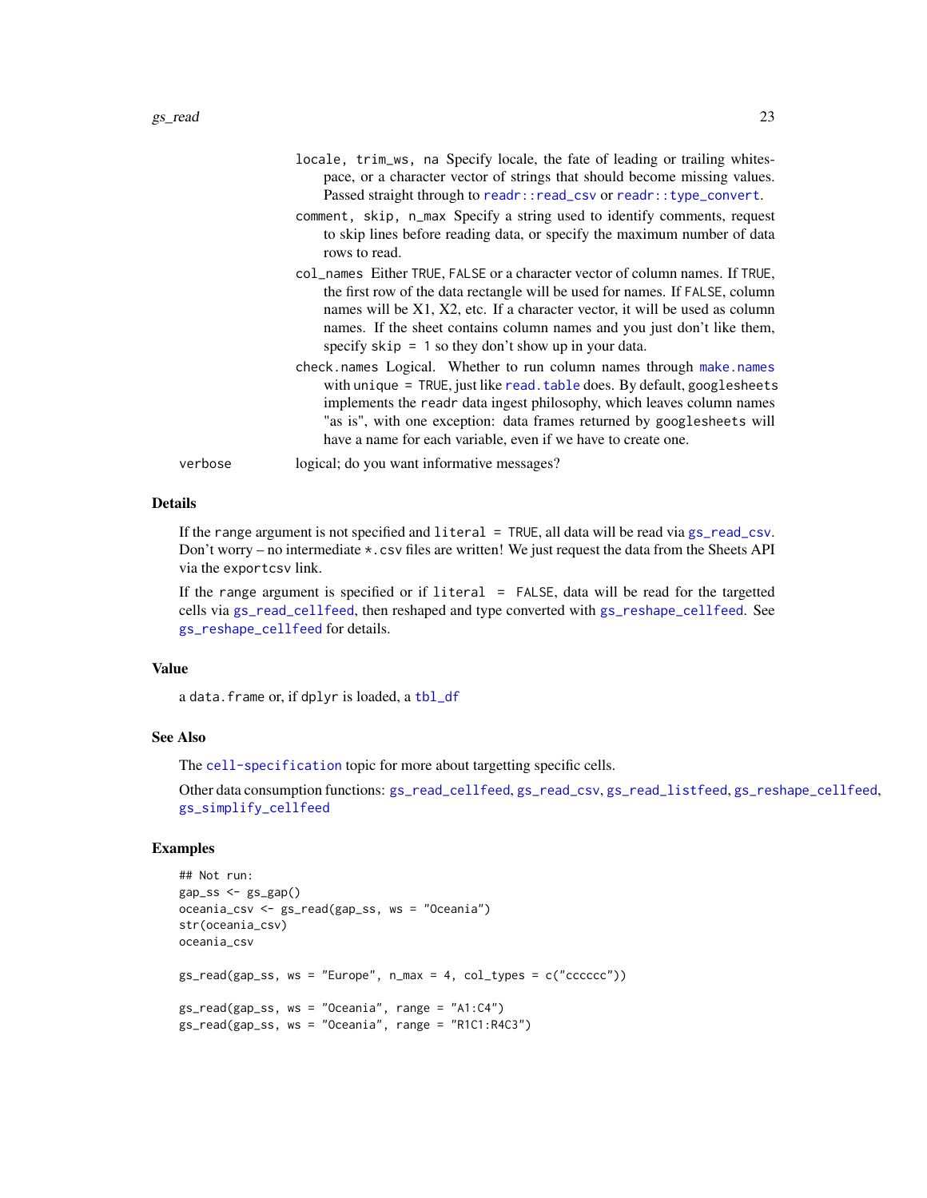- `locale, trim_ws, na` Specify locale, the fate of leading or trailing whitespace, or a character vector of strings that should become missing values. Passed straight through to `readr::read_csv` or `readr::type_convert`.
- `comment, skip, n_max` Specify a string used to identify comments, request to skip lines before reading data, or specify the maximum number of data rows to read.
- `col_names` Either `TRUE`, `FALSE` or a character vector of column names. If `TRUE`, the first row of the data rectangle will be used for names. If `FALSE`, column names will be X1, X2, etc. If a character vector, it will be used as column names. If the sheet contains column names and you just don't like them, specify `skip = 1` so they don't show up in your data.
- `check.names` Logical. Whether to run column names through `make.names` with `unique = TRUE`, just like `read.table` does. By default, `googlesheets` implements the `readr` data ingest philosophy, which leaves column names "as is", with one exception: data frames returned by `googlesheets` will have a name for each variable, even if we have to create one.

`verbose` logical; do you want informative messages?

## Details

If the `range` argument is not specified and `literal = TRUE`, all data will be read via `gs_read_csv`. Don't worry – no intermediate `*.csv` files are written! We just request the data from the Sheets API via the `exportcsv` link.

If the `range` argument is specified or if `literal = FALSE`, data will be read for the targetted cells via `gs_read_cellfeed`, then reshaped and type converted with `gs_reshape_cellfeed`. See `gs_reshape_cellfeed` for details.

## Value

a `data.frame` or, if `dplyr` is loaded, a `tbl_df`

## See Also

The `cell-specification` topic for more about targetting specific cells.

Other data consumption functions: `gs_read_cellfeed`, `gs_read_csv`, `gs_read_listfeed`, `gs_reshape_cellfeed`, `gs_simplify_cellfeed`

## Examples

```
## Not run:
gap_ss <- gs_gap()
oceania_csv <- gs_read(gap_ss, ws = "Oceania")
str(oceania_csv)
oceania_csv

gs_read(gap_ss, ws = "Europe", n_max = 4, col_types = c("cccccc"))

gs_read(gap_ss, ws = "Oceania", range = "A1:C4")
gs_read(gap_ss, ws = "Oceania", range = "R1C1:R4C3")
```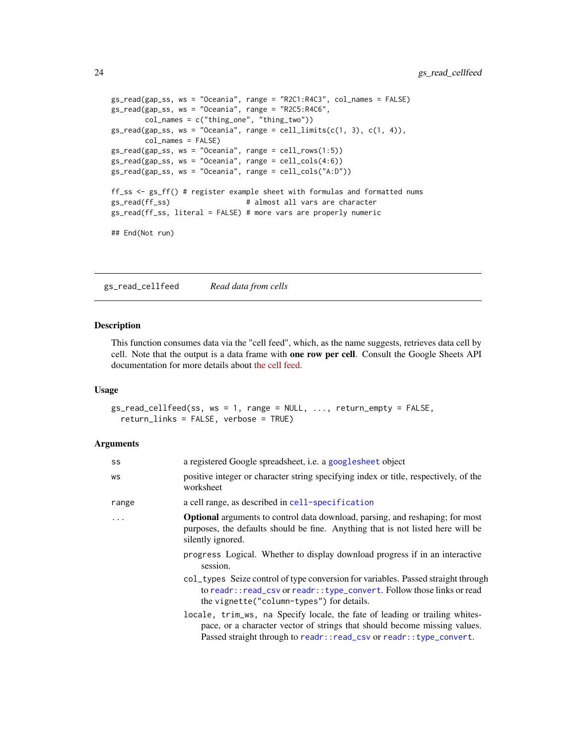```
gs_read(gap_ss, ws = "Oceania", range = "R2C1:R4C3", col_names = FALSE)
gs_read(gap_ss, ws = "Oceania", range = "R2C5:R4C6",
        col_names = c("thing_one", "thing_two"))
gs_read(gap_ss, ws = "Oceania", range = cell_limits(c(1, 3), c(1, 4)),
        col_names = FALSE)
gs_read(gap_ss, ws = "Oceania", range = cell_rows(1:5))
gs_read(gap_ss, ws = "Oceania", range = cell_cols(4:6))
gs_read(gap_ss, ws = "Oceania", range = cell_cols("A:D"))

ff_ss <- gs_ff() # register example sheet with formulas and formatted nums
gs_read(ff_ss)                  # almost all vars are character
gs_read(ff_ss, literal = FALSE) # more vars are properly numeric

## End(Not run)
```

## gs_read_cellfeed — *Read data from cells*

### Description

This function consumes data via the "cell feed", which, as the name suggests, retrieves data cell by cell. Note that the output is a data frame with **one row per cell**. Consult the Google Sheets API documentation for more details about the cell feed.

### Usage

```
gs_read_cellfeed(ss, ws = 1, range = NULL, ..., return_empty = FALSE,
  return_links = FALSE, verbose = TRUE)
```

### Arguments

| | |
|---|---|
| `ss` | a registered Google spreadsheet, i.e. a `googlesheet` object |
| `ws` | positive integer or character string specifying index or title, respectively, of the worksheet |
| `range` | a cell range, as described in `cell-specification` |
| `...` | **Optional** arguments to control data download, parsing, and reshaping; for most purposes, the defaults should be fine. Anything that is not listed here will be silently ignored.<br><br>`progress` Logical. Whether to display download progress if in an interactive session.<br><br>`col_types` Seize control of type conversion for variables. Passed straight through to `readr::read_csv` or `readr::type_convert`. Follow those links or read the `vignette("column-types")` for details.<br><br>`locale, trim_ws, na` Specify locale, the fate of leading or trailing whitespace, or a character vector of strings that should become missing values. Passed straight through to `readr::read_csv` or `readr::type_convert`. |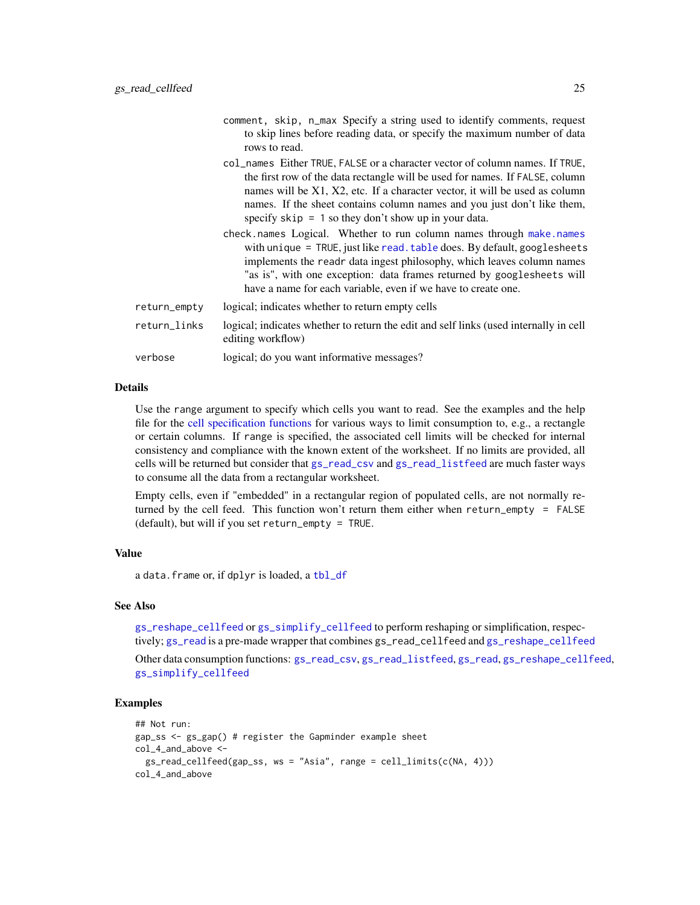comment, skip, n_max Specify a string used to identify comments, request to skip lines before reading data, or specify the maximum number of data rows to read.

col_names Either TRUE, FALSE or a character vector of column names. If TRUE, the first row of the data rectangle will be used for names. If FALSE, column names will be X1, X2, etc. If a character vector, it will be used as column names. If the sheet contains column names and you just don't like them, specify skip = 1 so they don't show up in your data.

check.names Logical. Whether to run column names through make.names with unique = TRUE, just like read.table does. By default, googlesheets implements the readr data ingest philosophy, which leaves column names "as is", with one exception: data frames returned by googlesheets will have a name for each variable, even if we have to create one.

| | |
|---|---|
| return_empty | logical; indicates whether to return empty cells |
| return_links | logical; indicates whether to return the edit and self links (used internally in cell editing workflow) |
| verbose | logical; do you want informative messages? |

### Details

Use the range argument to specify which cells you want to read. See the examples and the help file for the cell specification functions for various ways to limit consumption to, e.g., a rectangle or certain columns. If range is specified, the associated cell limits will be checked for internal consistency and compliance with the known extent of the worksheet. If no limits are provided, all cells will be returned but consider that gs_read_csv and gs_read_listfeed are much faster ways to consume all the data from a rectangular worksheet.

Empty cells, even if "embedded" in a rectangular region of populated cells, are not normally returned by the cell feed. This function won't return them either when return_empty = FALSE (default), but will if you set return_empty = TRUE.

### Value

a data.frame or, if dplyr is loaded, a tbl_df

### See Also

gs_reshape_cellfeed or gs_simplify_cellfeed to perform reshaping or simplification, respectively; gs_read is a pre-made wrapper that combines gs_read_cellfeed and gs_reshape_cellfeed

Other data consumption functions: gs_read_csv, gs_read_listfeed, gs_read, gs_reshape_cellfeed, gs_simplify_cellfeed

### Examples

```
## Not run:
gap_ss <- gs_gap() # register the Gapminder example sheet
col_4_and_above <-
  gs_read_cellfeed(gap_ss, ws = "Asia", range = cell_limits(c(NA, 4)))
col_4_and_above
```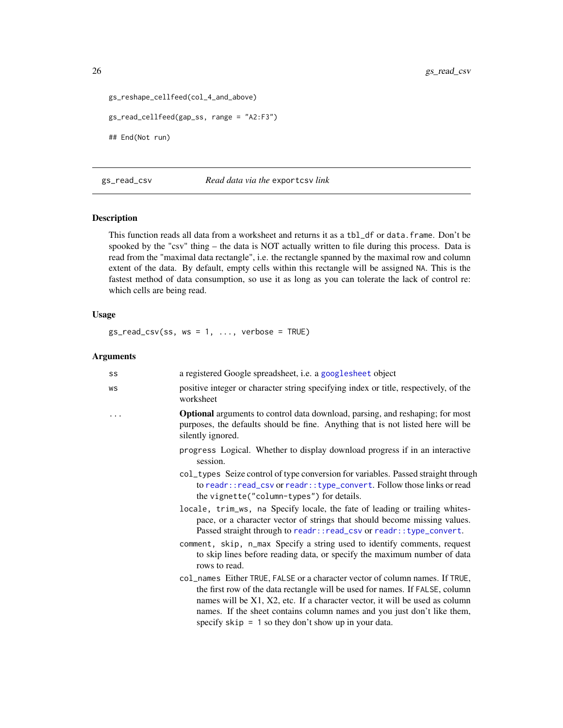```
gs_reshape_cellfeed(col_4_and_above)

gs_read_cellfeed(gap_ss, range = "A2:F3")

## End(Not run)
```

## gs_read_csv — *Read data via the* `exportcsv` *link*

### Description

This function reads all data from a worksheet and returns it as a `tbl_df` or `data.frame`. Don't be spooked by the "csv" thing – the data is NOT actually written to file during this process. Data is read from the "maximal data rectangle", i.e. the rectangle spanned by the maximal row and column extent of the data. By default, empty cells within this rectangle will be assigned `NA`. This is the fastest method of data consumption, so use it as long as you can tolerate the lack of control re: which cells are being read.

### Usage

```
gs_read_csv(ss, ws = 1, ..., verbose = TRUE)
```

### Arguments

| | |
|---|---|
| `ss` | a registered Google spreadsheet, i.e. a `googlesheet` object |
| `ws` | positive integer or character string specifying index or title, respectively, of the worksheet |
| `...` | **Optional** arguments to control data download, parsing, and reshaping; for most purposes, the defaults should be fine. Anything that is not listed here will be silently ignored. |

- `progress` Logical. Whether to display download progress if in an interactive session.
- `col_types` Seize control of type conversion for variables. Passed straight through to `readr::read_csv` or `readr::type_convert`. Follow those links or read the `vignette("column-types")` for details.
- `locale, trim_ws, na` Specify locale, the fate of leading or trailing whitespace, or a character vector of strings that should become missing values. Passed straight through to `readr::read_csv` or `readr::type_convert`.
- `comment, skip, n_max` Specify a string used to identify comments, request to skip lines before reading data, or specify the maximum number of data rows to read.
- `col_names` Either `TRUE`, `FALSE` or a character vector of column names. If `TRUE`, the first row of the data rectangle will be used for names. If `FALSE`, column names will be X1, X2, etc. If a character vector, it will be used as column names. If the sheet contains column names and you just don't like them, specify `skip = 1` so they don't show up in your data.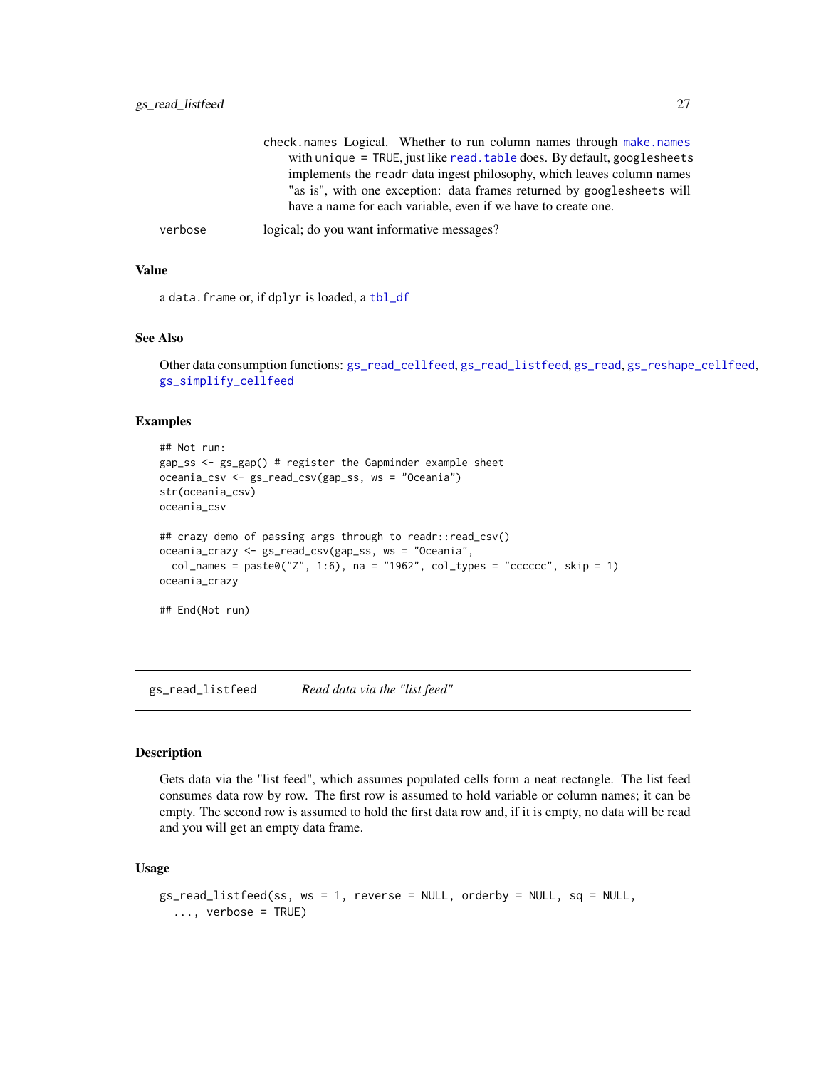check.names Logical. Whether to run column names through make.names with unique = TRUE, just like read.table does. By default, googlesheets implements the readr data ingest philosophy, which leaves column names "as is", with one exception: data frames returned by googlesheets will have a name for each variable, even if we have to create one.

verbose — logical; do you want informative messages?

### Value

a data.frame or, if dplyr is loaded, a tbl_df

### See Also

Other data consumption functions: gs_read_cellfeed, gs_read_listfeed, gs_read, gs_reshape_cellfeed, gs_simplify_cellfeed

### Examples

```
## Not run:
gap_ss <- gs_gap() # register the Gapminder example sheet
oceania_csv <- gs_read_csv(gap_ss, ws = "Oceania")
str(oceania_csv)
oceania_csv

## crazy demo of passing args through to readr::read_csv()
oceania_crazy <- gs_read_csv(gap_ss, ws = "Oceania",
  col_names = paste0("Z", 1:6), na = "1962", col_types = "cccccc", skip = 1)
oceania_crazy

## End(Not run)
```

---

## gs_read_listfeed — *Read data via the "list feed"*

### Description

Gets data via the "list feed", which assumes populated cells form a neat rectangle. The list feed consumes data row by row. The first row is assumed to hold variable or column names; it can be empty. The second row is assumed to hold the first data row and, if it is empty, no data will be read and you will get an empty data frame.

### Usage

```
gs_read_listfeed(ss, ws = 1, reverse = NULL, orderby = NULL, sq = NULL,
  ..., verbose = TRUE)
```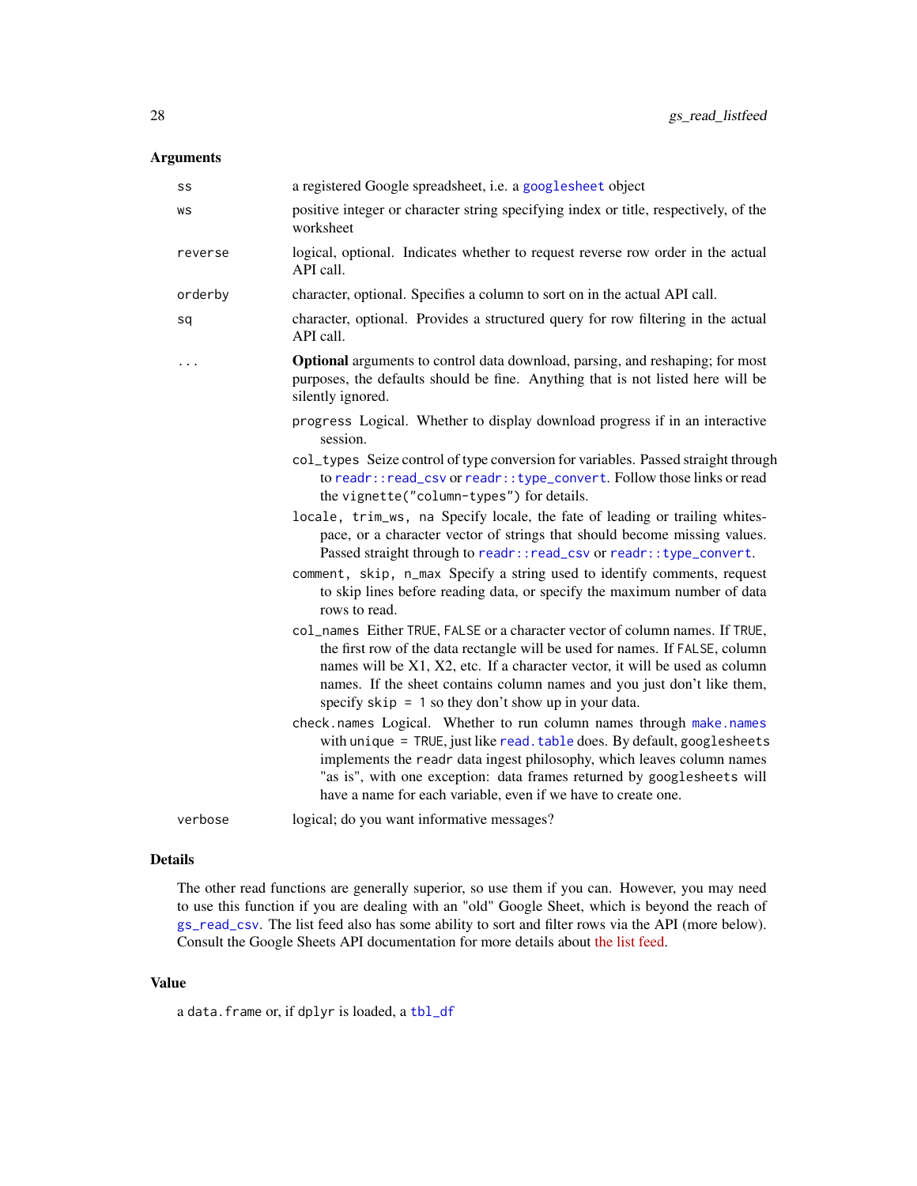### Arguments

| | |
|---|---|
| `ss` | a registered Google spreadsheet, i.e. a `googlesheet` object |
| `ws` | positive integer or character string specifying index or title, respectively, of the worksheet |
| `reverse` | logical, optional. Indicates whether to request reverse row order in the actual API call. |
| `orderby` | character, optional. Specifies a column to sort on in the actual API call. |
| `sq` | character, optional. Provides a structured query for row filtering in the actual API call. |
| `...` | **Optional** arguments to control data download, parsing, and reshaping; for most purposes, the defaults should be fine. Anything that is not listed here will be silently ignored. |

- `progress` Logical. Whether to display download progress if in an interactive session.
- `col_types` Seize control of type conversion for variables. Passed straight through to `readr::read_csv` or `readr::type_convert`. Follow those links or read the `vignette("column-types")` for details.
- `locale, trim_ws, na` Specify locale, the fate of leading or trailing whitespace, or a character vector of strings that should become missing values. Passed straight through to `readr::read_csv` or `readr::type_convert`.
- `comment, skip, n_max` Specify a string used to identify comments, request to skip lines before reading data, or specify the maximum number of data rows to read.
- `col_names` Either `TRUE`, `FALSE` or a character vector of column names. If `TRUE`, the first row of the data rectangle will be used for names. If `FALSE`, column names will be X1, X2, etc. If a character vector, it will be used as column names. If the sheet contains column names and you just don't like them, specify `skip = 1` so they don't show up in your data.
- `check.names` Logical. Whether to run column names through `make.names` with `unique = TRUE`, just like `read.table` does. By default, googlesheets implements the `readr` data ingest philosophy, which leaves column names "as is", with one exception: data frames returned by `googlesheets` will have a name for each variable, even if we have to create one.

| | |
|---|---|
| `verbose` | logical; do you want informative messages? |

### Details

The other read functions are generally superior, so use them if you can. However, you may need to use this function if you are dealing with an "old" Google Sheet, which is beyond the reach of `gs_read_csv`. The list feed also has some ability to sort and filter rows via the API (more below). Consult the Google Sheets API documentation for more details about the list feed.

### Value

a `data.frame` or, if `dplyr` is loaded, a `tbl_df`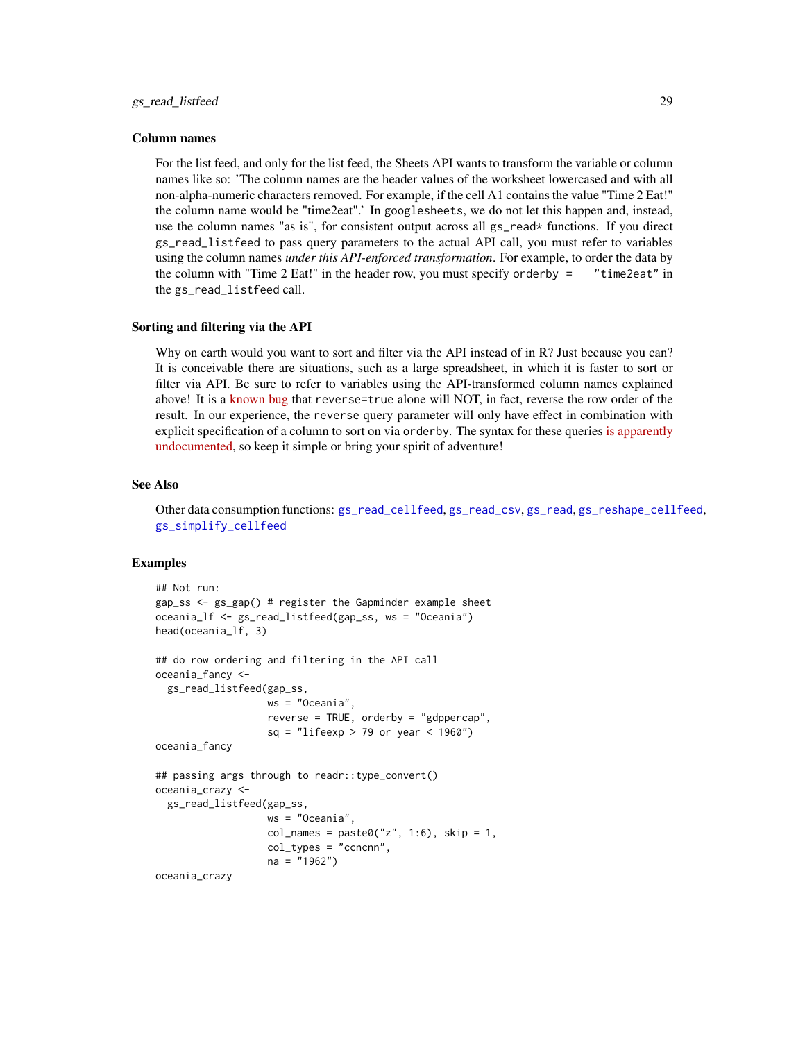### Column names

For the list feed, and only for the list feed, the Sheets API wants to transform the variable or column names like so: 'The column names are the header values of the worksheet lowercased and with all non-alpha-numeric characters removed. For example, if the cell A1 contains the value "Time 2 Eat!" the column name would be "time2eat".' In `googlesheets`, we do not let this happen and, instead, use the column names "as is", for consistent output across all `gs_read*` functions. If you direct `gs_read_listfeed` to pass query parameters to the actual API call, you must refer to variables using the column names *under this API-enforced transformation*. For example, to order the data by the column with "Time 2 Eat!" in the header row, you must specify `orderby = "time2eat"` in the `gs_read_listfeed` call.

### Sorting and filtering via the API

Why on earth would you want to sort and filter via the API instead of in R? Just because you can? It is conceivable there are situations, such as a large spreadsheet, in which it is faster to sort or filter via API. Be sure to refer to variables using the API-transformed column names explained above! It is a known bug that `reverse=true` alone will NOT, in fact, reverse the row order of the result. In our experience, the `reverse` query parameter will only have effect in combination with explicit specification of a column to sort on via `orderby`. The syntax for these queries is apparently undocumented, so keep it simple or bring your spirit of adventure!

### See Also

Other data consumption functions: `gs_read_cellfeed`, `gs_read_csv`, `gs_read`, `gs_reshape_cellfeed`, `gs_simplify_cellfeed`

### Examples

```
## Not run:
gap_ss <- gs_gap() # register the Gapminder example sheet
oceania_lf <- gs_read_listfeed(gap_ss, ws = "Oceania")
head(oceania_lf, 3)

## do row ordering and filtering in the API call
oceania_fancy <-
  gs_read_listfeed(gap_ss,
                   ws = "Oceania",
                   reverse = TRUE, orderby = "gdppercap",
                   sq = "lifeexp > 79 or year < 1960")
oceania_fancy

## passing args through to readr::type_convert()
oceania_crazy <-
  gs_read_listfeed(gap_ss,
                   ws = "Oceania",
                   col_names = paste0("z", 1:6), skip = 1,
                   col_types = "ccncnn",
                   na = "1962")
oceania_crazy
```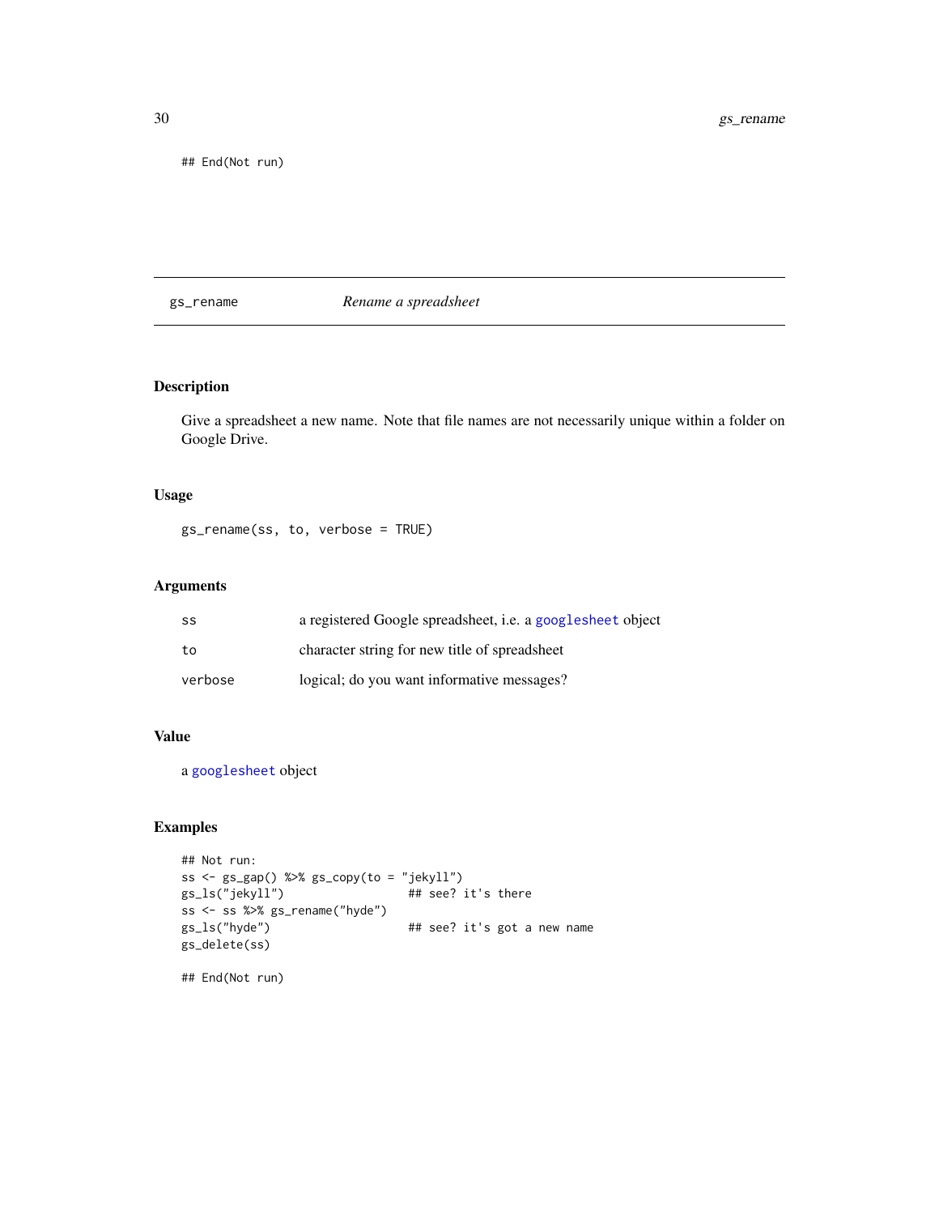```
## End(Not run)
```

## gs_rename — *Rename a spreadsheet*

### Description

Give a spreadsheet a new name. Note that file names are not necessarily unique within a folder on Google Drive.

### Usage

```
gs_rename(ss, to, verbose = TRUE)
```

### Arguments

| | |
|---|---|
| ss | a registered Google spreadsheet, i.e. a googlesheet object |
| to | character string for new title of spreadsheet |
| verbose | logical; do you want informative messages? |

### Value

a googlesheet object

### Examples

```
## Not run:
ss <- gs_gap() %>% gs_copy(to = "jekyll")
gs_ls("jekyll")                  ## see? it's there
ss <- ss %>% gs_rename("hyde")
gs_ls("hyde")                    ## see? it's got a new name
gs_delete(ss)

## End(Not run)
```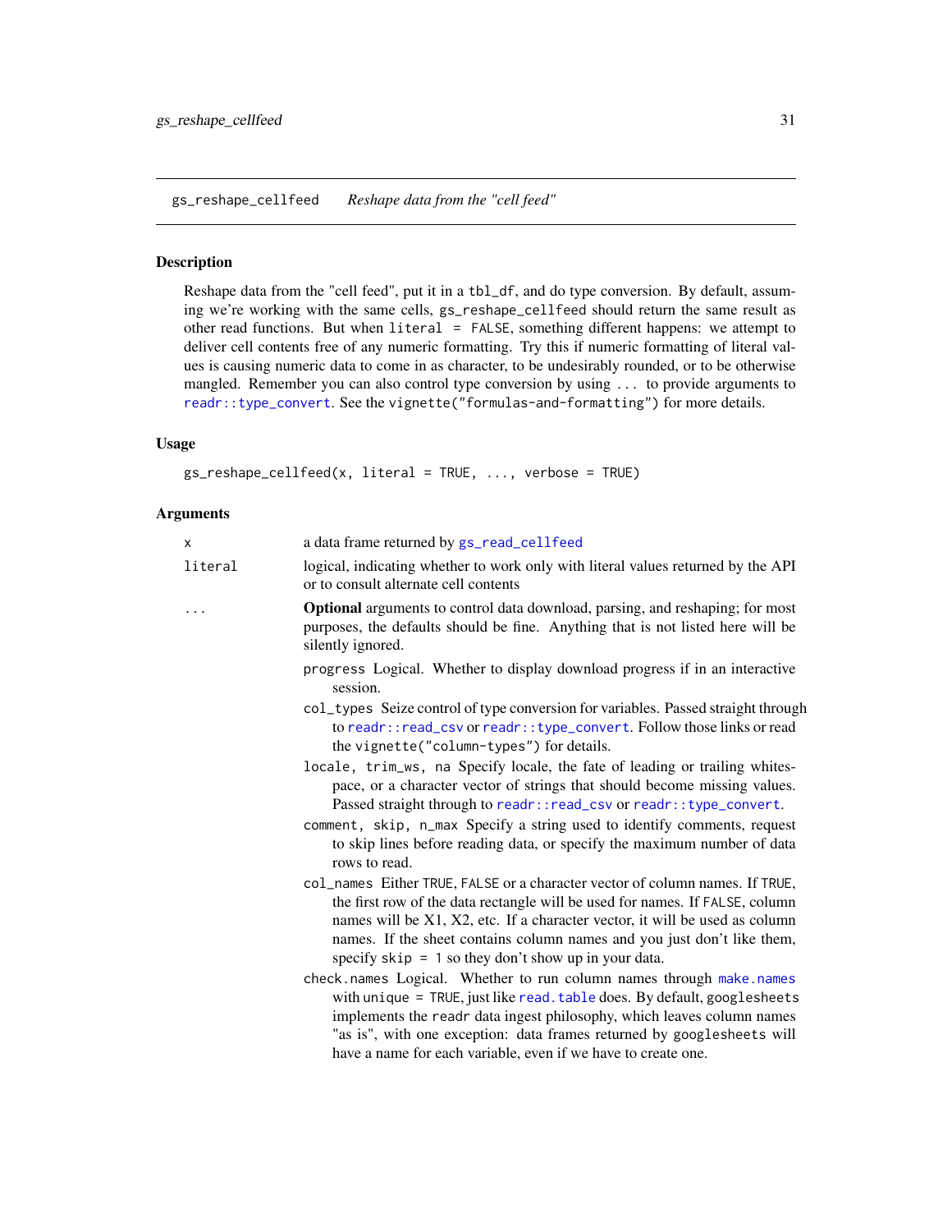## gs_reshape_cellfeed    *Reshape data from the "cell feed"*

### Description

Reshape data from the "cell feed", put it in a `tbl_df`, and do type conversion. By default, assuming we're working with the same cells, `gs_reshape_cellfeed` should return the same result as other read functions. But when `literal = FALSE`, something different happens: we attempt to deliver cell contents free of any numeric formatting. Try this if numeric formatting of literal values is causing numeric data to come in as character, to be undesirably rounded, or to be otherwise mangled. Remember you can also control type conversion by using `...` to provide arguments to `readr::type_convert`. See the `vignette("formulas-and-formatting")` for more details.

### Usage

```
gs_reshape_cellfeed(x, literal = TRUE, ..., verbose = TRUE)
```

### Arguments

- `x` — a data frame returned by `gs_read_cellfeed`
- `literal` — logical, indicating whether to work only with literal values returned by the API or to consult alternate cell contents
- `...` — **Optional** arguments to control data download, parsing, and reshaping; for most purposes, the defaults should be fine. Anything that is not listed here will be silently ignored.
  - `progress` Logical. Whether to display download progress if in an interactive session.
  - `col_types` Seize control of type conversion for variables. Passed straight through to `readr::read_csv` or `readr::type_convert`. Follow those links or read the `vignette("column-types")` for details.
  - `locale, trim_ws, na` Specify locale, the fate of leading or trailing whitespace, or a character vector of strings that should become missing values. Passed straight through to `readr::read_csv` or `readr::type_convert`.
  - `comment, skip, n_max` Specify a string used to identify comments, request to skip lines before reading data, or specify the maximum number of data rows to read.
  - `col_names` Either `TRUE`, `FALSE` or a character vector of column names. If `TRUE`, the first row of the data rectangle will be used for names. If `FALSE`, column names will be X1, X2, etc. If a character vector, it will be used as column names. If the sheet contains column names and you just don't like them, specify `skip = 1` so they don't show up in your data.
  - `check.names` Logical. Whether to run column names through `make.names` with `unique = TRUE`, just like `read.table` does. By default, `googlesheets` implements the `readr` data ingest philosophy, which leaves column names "as is", with one exception: data frames returned by `googlesheets` will have a name for each variable, even if we have to create one.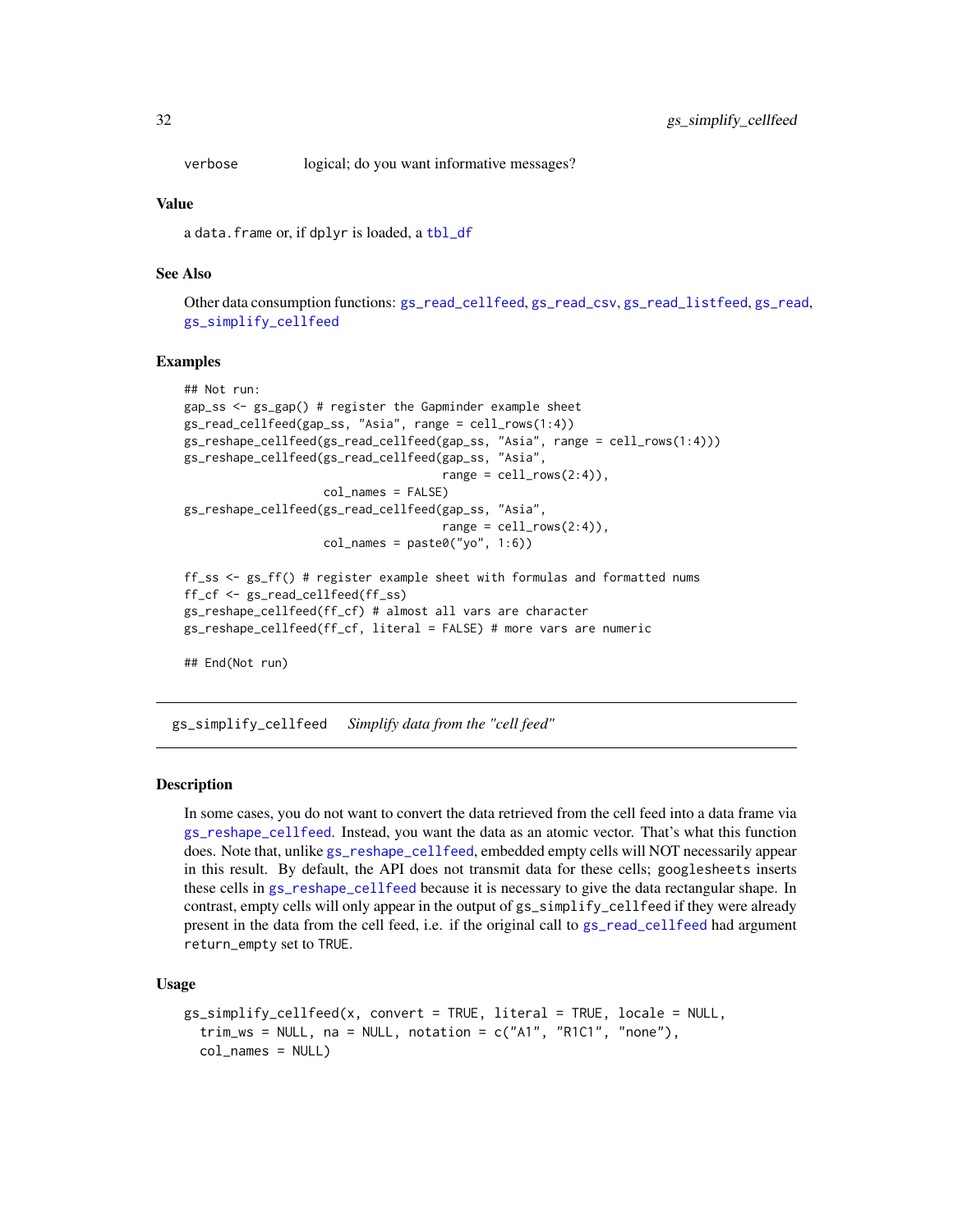verbose        logical; do you want informative messages?

### Value

a data.frame or, if dplyr is loaded, a tbl_df

### See Also

Other data consumption functions: gs_read_cellfeed, gs_read_csv, gs_read_listfeed, gs_read, gs_simplify_cellfeed

### Examples

```
## Not run:
gap_ss <- gs_gap() # register the Gapminder example sheet
gs_read_cellfeed(gap_ss, "Asia", range = cell_rows(1:4))
gs_reshape_cellfeed(gs_read_cellfeed(gap_ss, "Asia", range = cell_rows(1:4)))
gs_reshape_cellfeed(gs_read_cellfeed(gap_ss, "Asia",
                                     range = cell_rows(2:4)),
                    col_names = FALSE)
gs_reshape_cellfeed(gs_read_cellfeed(gap_ss, "Asia",
                                     range = cell_rows(2:4)),
                    col_names = paste0("yo", 1:6))

ff_ss <- gs_ff() # register example sheet with formulas and formatted nums
ff_cf <- gs_read_cellfeed(ff_ss)
gs_reshape_cellfeed(ff_cf) # almost all vars are character
gs_reshape_cellfeed(ff_cf, literal = FALSE) # more vars are numeric

## End(Not run)
```

---

## gs_simplify_cellfeed    *Simplify data from the "cell feed"*

### Description

In some cases, you do not want to convert the data retrieved from the cell feed into a data frame via gs_reshape_cellfeed. Instead, you want the data as an atomic vector. That's what this function does. Note that, unlike gs_reshape_cellfeed, embedded empty cells will NOT necessarily appear in this result. By default, the API does not transmit data for these cells; googlesheets inserts these cells in gs_reshape_cellfeed because it is necessary to give the data rectangular shape. In contrast, empty cells will only appear in the output of gs_simplify_cellfeed if they were already present in the data from the cell feed, i.e. if the original call to gs_read_cellfeed had argument return_empty set to TRUE.

### Usage

```
gs_simplify_cellfeed(x, convert = TRUE, literal = TRUE, locale = NULL,
  trim_ws = NULL, na = NULL, notation = c("A1", "R1C1", "none"),
  col_names = NULL)
```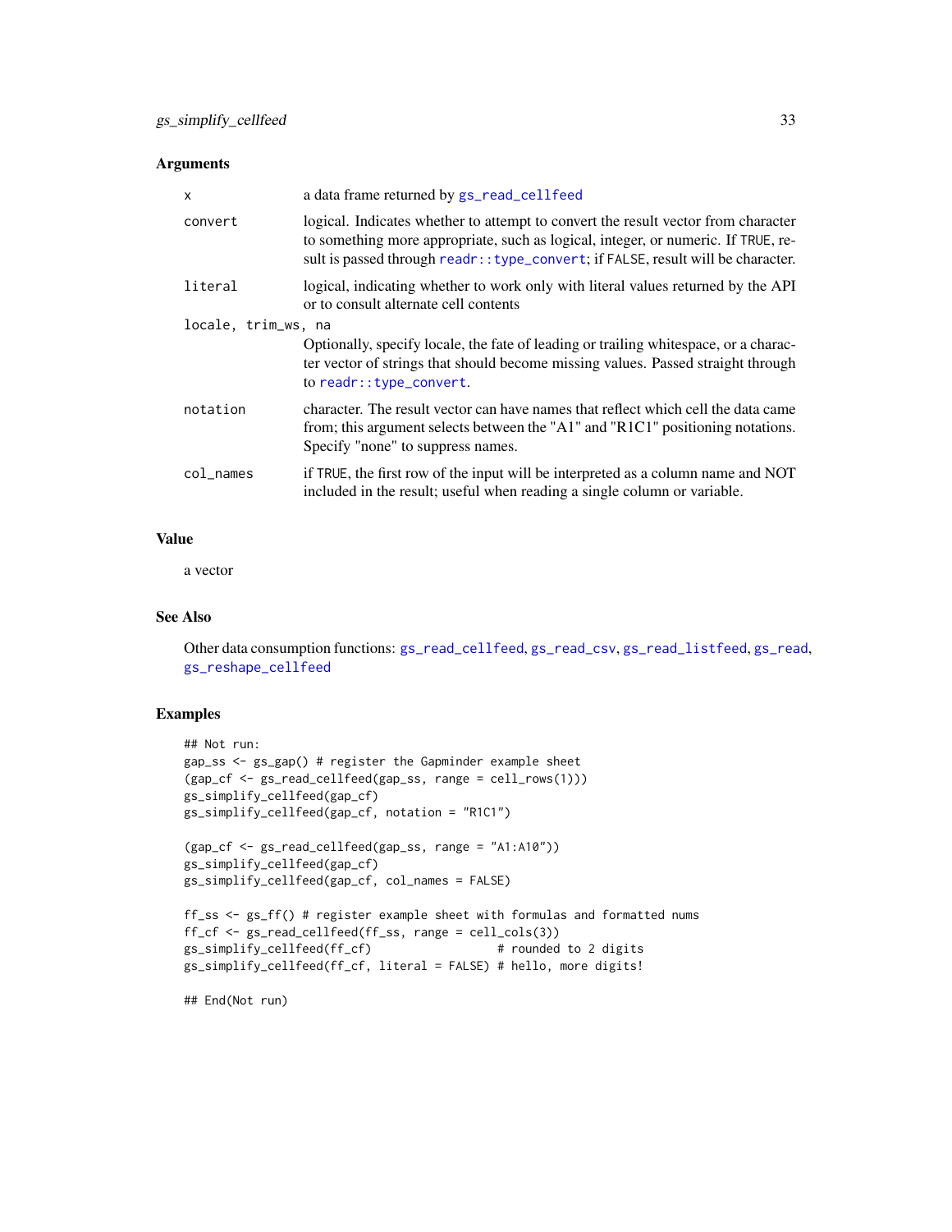### Arguments

| | |
|---|---|
| `x` | a data frame returned by `gs_read_cellfeed` |
| `convert` | logical. Indicates whether to attempt to convert the result vector from character to something more appropriate, such as logical, integer, or numeric. If `TRUE`, result is passed through `readr::type_convert`; if `FALSE`, result will be character. |
| `literal` | logical, indicating whether to work only with literal values returned by the API or to consult alternate cell contents |
| `locale, trim_ws, na` | Optionally, specify locale, the fate of leading or trailing whitespace, or a character vector of strings that should become missing values. Passed straight through to `readr::type_convert`. |
| `notation` | character. The result vector can have names that reflect which cell the data came from; this argument selects between the "A1" and "R1C1" positioning notations. Specify "none" to suppress names. |
| `col_names` | if `TRUE`, the first row of the input will be interpreted as a column name and NOT included in the result; useful when reading a single column or variable. |

### Value

a vector

### See Also

Other data consumption functions: `gs_read_cellfeed`, `gs_read_csv`, `gs_read_listfeed`, `gs_read`, `gs_reshape_cellfeed`

### Examples

```
## Not run:
gap_ss <- gs_gap() # register the Gapminder example sheet
(gap_cf <- gs_read_cellfeed(gap_ss, range = cell_rows(1)))
gs_simplify_cellfeed(gap_cf)
gs_simplify_cellfeed(gap_cf, notation = "R1C1")

(gap_cf <- gs_read_cellfeed(gap_ss, range = "A1:A10"))
gs_simplify_cellfeed(gap_cf)
gs_simplify_cellfeed(gap_cf, col_names = FALSE)

ff_ss <- gs_ff() # register example sheet with formulas and formatted nums
ff_cf <- gs_read_cellfeed(ff_ss, range = cell_cols(3))
gs_simplify_cellfeed(ff_cf)                 # rounded to 2 digits
gs_simplify_cellfeed(ff_cf, literal = FALSE) # hello, more digits!

## End(Not run)
```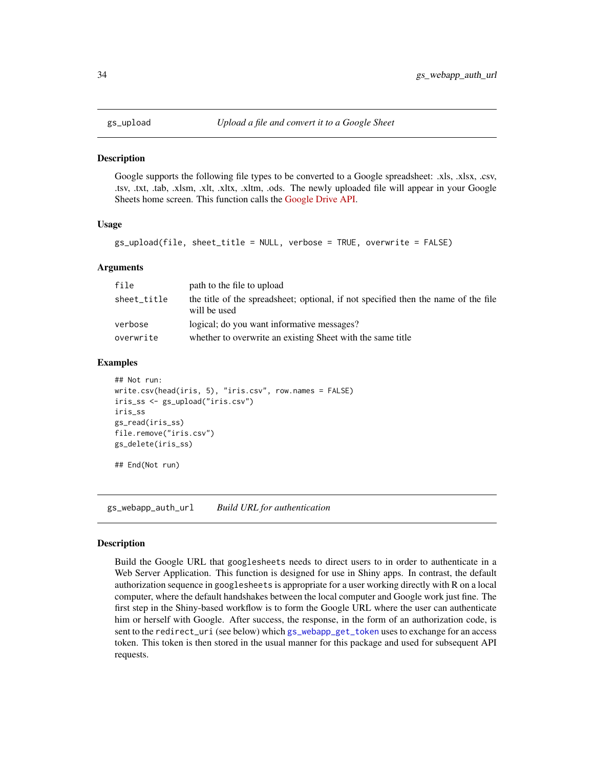## gs_upload — *Upload a file and convert it to a Google Sheet*

### Description

Google supports the following file types to be converted to a Google spreadsheet: .xls, .xlsx, .csv, .tsv, .txt, .tab, .xlsm, .xlt, .xltx, .xltm, .ods. The newly uploaded file will appear in your Google Sheets home screen. This function calls the Google Drive API.

### Usage

```
gs_upload(file, sheet_title = NULL, verbose = TRUE, overwrite = FALSE)
```

### Arguments

| | |
|---|---|
| `file` | path to the file to upload |
| `sheet_title` | the title of the spreadsheet; optional, if not specified then the name of the file will be used |
| `verbose` | logical; do you want informative messages? |
| `overwrite` | whether to overwrite an existing Sheet with the same title |

### Examples

```
## Not run:
write.csv(head(iris, 5), "iris.csv", row.names = FALSE)
iris_ss <- gs_upload("iris.csv")
iris_ss
gs_read(iris_ss)
file.remove("iris.csv")
gs_delete(iris_ss)

## End(Not run)
```

## gs_webapp_auth_url — *Build URL for authentication*

### Description

Build the Google URL that `googlesheets` needs to direct users to in order to authenticate in a Web Server Application. This function is designed for use in Shiny apps. In contrast, the default authorization sequence in `googlesheets` is appropriate for a user working directly with R on a local computer, where the default handshakes between the local computer and Google work just fine. The first step in the Shiny-based workflow is to form the Google URL where the user can authenticate him or herself with Google. After success, the response, in the form of an authorization code, is sent to the `redirect_uri` (see below) which `gs_webapp_get_token` uses to exchange for an access token. This token is then stored in the usual manner for this package and used for subsequent API requests.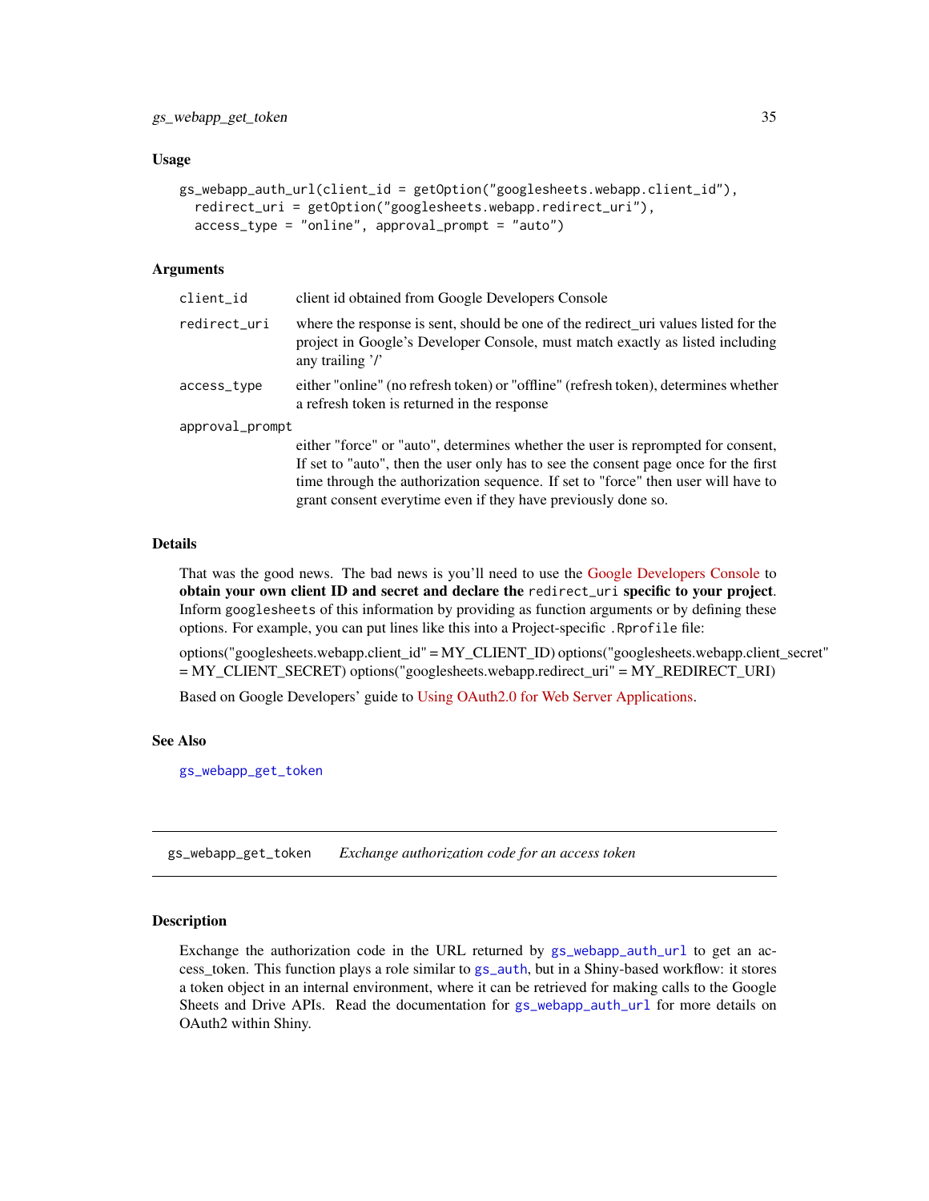### Usage

```
gs_webapp_auth_url(client_id = getOption("googlesheets.webapp.client_id"),
  redirect_uri = getOption("googlesheets.webapp.redirect_uri"),
  access_type = "online", approval_prompt = "auto")
```

### Arguments

| | |
|---|---|
| `client_id` | client id obtained from Google Developers Console |
| `redirect_uri` | where the response is sent, should be one of the redirect_uri values listed for the project in Google's Developer Console, must match exactly as listed including any trailing '/' |
| `access_type` | either "online" (no refresh token) or "offline" (refresh token), determines whether a refresh token is returned in the response |
| `approval_prompt` | either "force" or "auto", determines whether the user is reprompted for consent, If set to "auto", then the user only has to see the consent page once for the first time through the authorization sequence. If set to "force" then user will have to grant consent everytime even if they have previously done so. |

### Details

That was the good news. The bad news is you'll need to use the Google Developers Console to **obtain your own client ID and secret and declare the `redirect_uri` specific to your project**. Inform `googlesheets` of this information by providing as function arguments or by defining these options. For example, you can put lines like this into a Project-specific `.Rprofile` file:

options("googlesheets.webapp.client_id" = MY_CLIENT_ID) options("googlesheets.webapp.client_secret" = MY_CLIENT_SECRET) options("googlesheets.webapp.redirect_uri" = MY_REDIRECT_URI)

Based on Google Developers' guide to Using OAuth2.0 for Web Server Applications.

### See Also

`gs_webapp_get_token`

---

## gs_webapp_get_token &nbsp;&nbsp; *Exchange authorization code for an access token*

---

### Description

Exchange the authorization code in the URL returned by `gs_webapp_auth_url` to get an access_token. This function plays a role similar to `gs_auth`, but in a Shiny-based workflow: it stores a token object in an internal environment, where it can be retrieved for making calls to the Google Sheets and Drive APIs. Read the documentation for `gs_webapp_auth_url` for more details on OAuth2 within Shiny.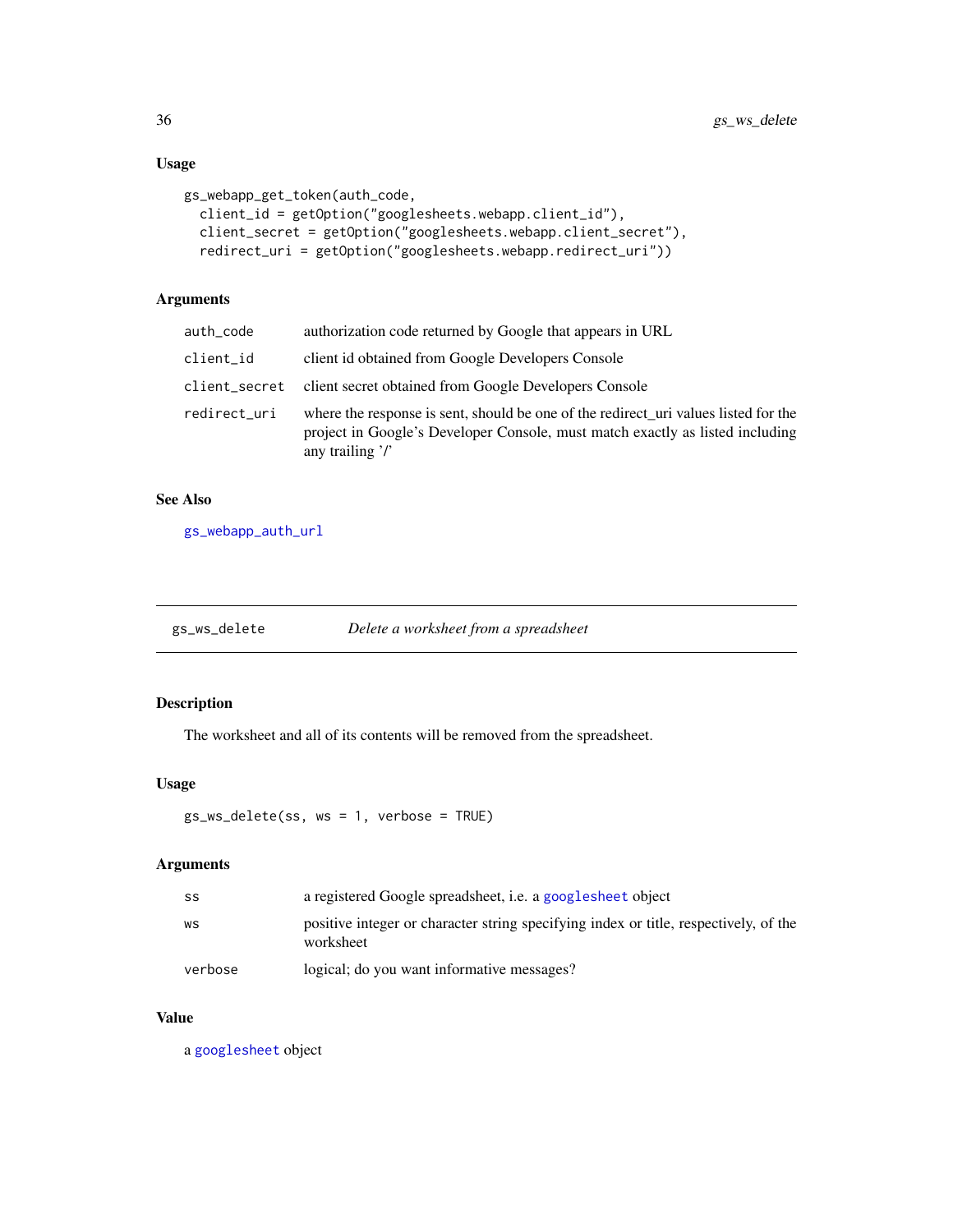### Usage

```
gs_webapp_get_token(auth_code,
  client_id = getOption("googlesheets.webapp.client_id"),
  client_secret = getOption("googlesheets.webapp.client_secret"),
  redirect_uri = getOption("googlesheets.webapp.redirect_uri"))
```

### Arguments

| | |
|---|---|
| `auth_code` | authorization code returned by Google that appears in URL |
| `client_id` | client id obtained from Google Developers Console |
| `client_secret` | client secret obtained from Google Developers Console |
| `redirect_uri` | where the response is sent, should be one of the redirect_uri values listed for the project in Google's Developer Console, must match exactly as listed including any trailing '/' |

### See Also

`gs_webapp_auth_url`

---

## `gs_ws_delete` *Delete a worksheet from a spreadsheet*

---

### Description

The worksheet and all of its contents will be removed from the spreadsheet.

### Usage

```
gs_ws_delete(ss, ws = 1, verbose = TRUE)
```

### Arguments

| | |
|---|---|
| `ss` | a registered Google spreadsheet, i.e. a `googlesheet` object |
| `ws` | positive integer or character string specifying index or title, respectively, of the worksheet |
| `verbose` | logical; do you want informative messages? |

### Value

a `googlesheet` object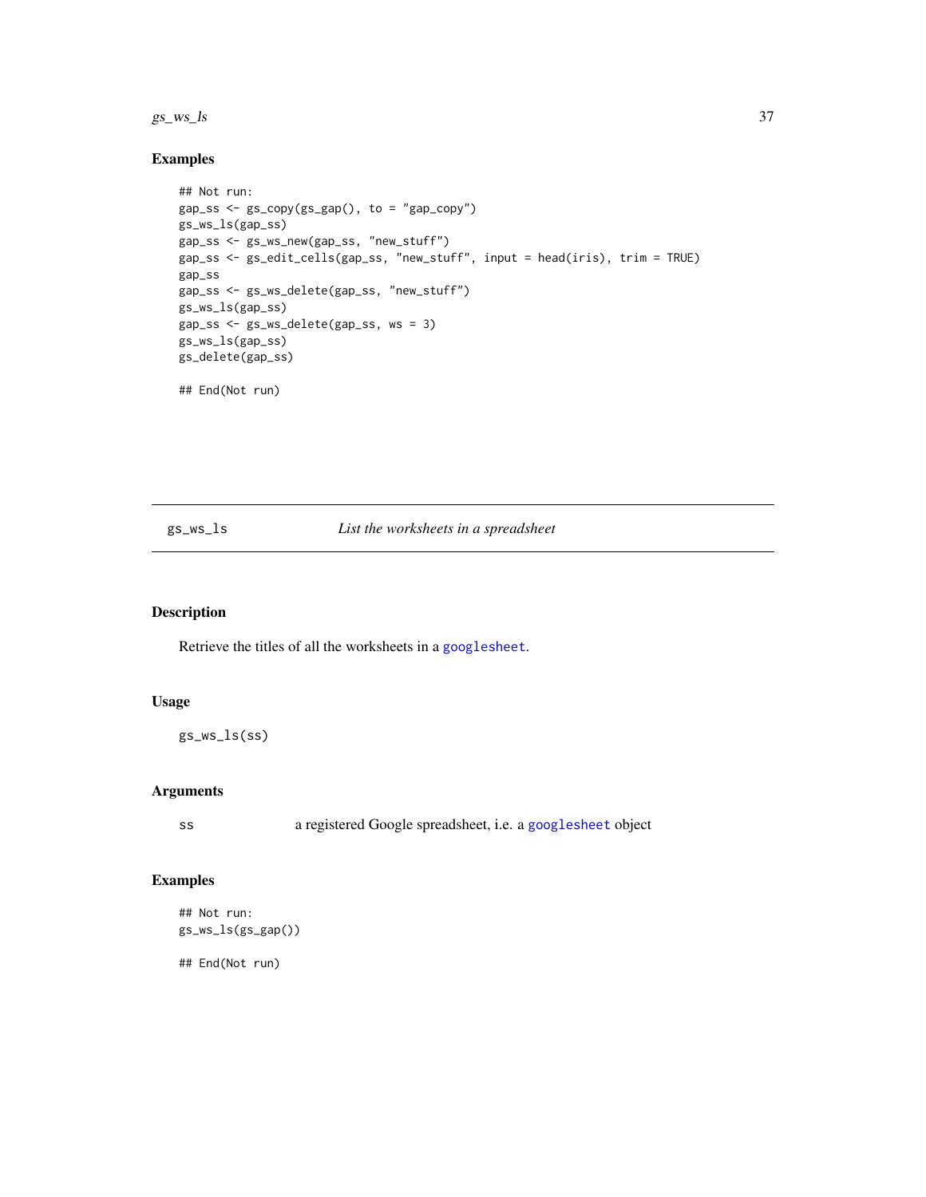### Examples

```
## Not run:
gap_ss <- gs_copy(gs_gap(), to = "gap_copy")
gs_ws_ls(gap_ss)
gap_ss <- gs_ws_new(gap_ss, "new_stuff")
gap_ss <- gs_edit_cells(gap_ss, "new_stuff", input = head(iris), trim = TRUE)
gap_ss
gap_ss <- gs_ws_delete(gap_ss, "new_stuff")
gs_ws_ls(gap_ss)
gap_ss <- gs_ws_delete(gap_ss, ws = 3)
gs_ws_ls(gap_ss)
gs_delete(gap_ss)

## End(Not run)
```

---

## gs_ws_ls — *List the worksheets in a spreadsheet*

---

### Description

Retrieve the titles of all the worksheets in a `googlesheet`.

### Usage

```
gs_ws_ls(ss)
```

### Arguments

| | |
|---|---|
| ss | a registered Google spreadsheet, i.e. a `googlesheet` object |

### Examples

```
## Not run:
gs_ws_ls(gs_gap())

## End(Not run)
```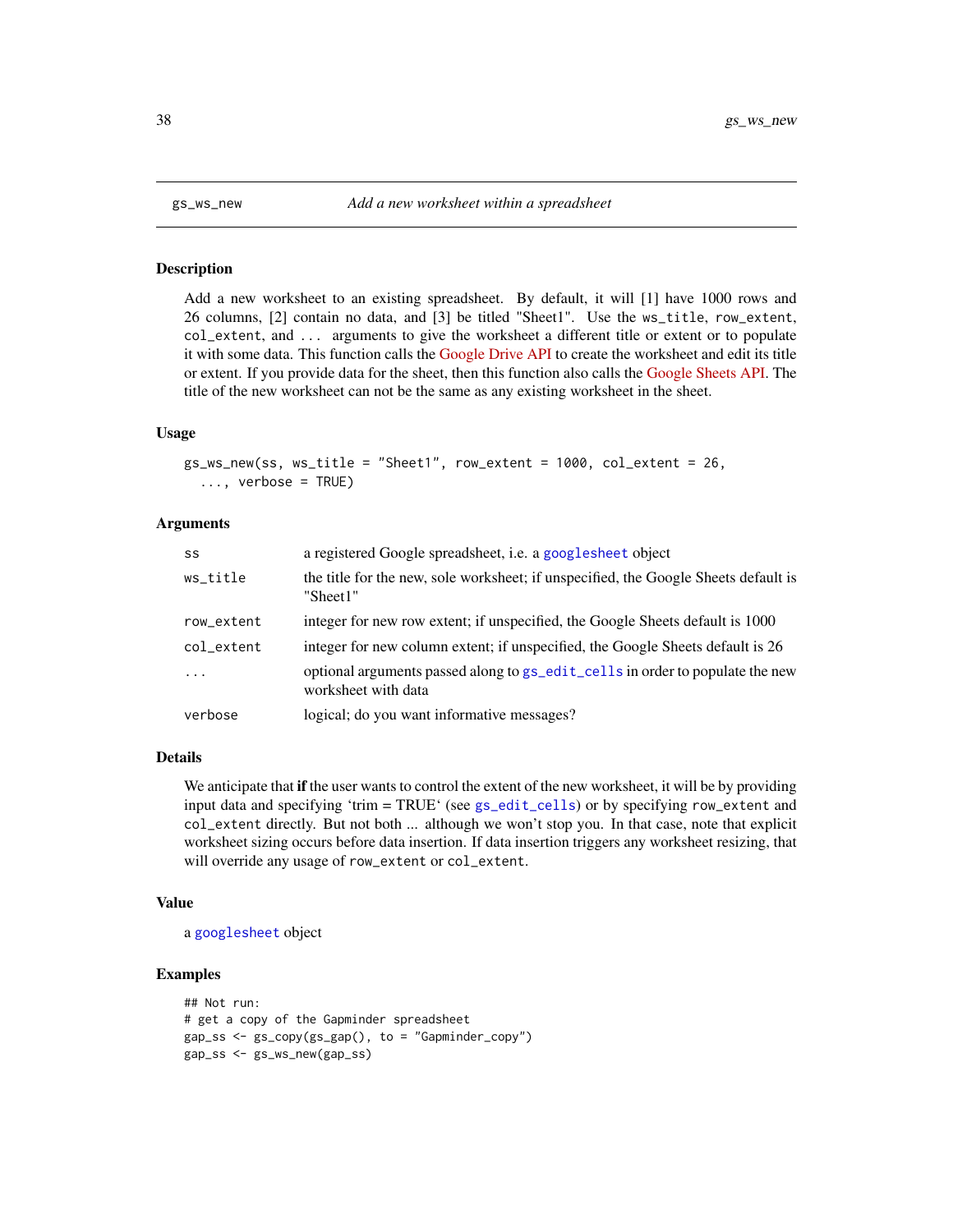## gs_ws_new — *Add a new worksheet within a spreadsheet*

### Description

Add a new worksheet to an existing spreadsheet. By default, it will [1] have 1000 rows and 26 columns, [2] contain no data, and [3] be titled "Sheet1". Use the `ws_title`, `row_extent`, `col_extent`, and `...` arguments to give the worksheet a different title or extent or to populate it with some data. This function calls the Google Drive API to create the worksheet and edit its title or extent. If you provide data for the sheet, then this function also calls the Google Sheets API. The title of the new worksheet can not be the same as any existing worksheet in the sheet.

### Usage

```
gs_ws_new(ss, ws_title = "Sheet1", row_extent = 1000, col_extent = 26,
  ..., verbose = TRUE)
```

### Arguments

| | |
|---|---|
| `ss` | a registered Google spreadsheet, i.e. a `googlesheet` object |
| `ws_title` | the title for the new, sole worksheet; if unspecified, the Google Sheets default is "Sheet1" |
| `row_extent` | integer for new row extent; if unspecified, the Google Sheets default is 1000 |
| `col_extent` | integer for new column extent; if unspecified, the Google Sheets default is 26 |
| `...` | optional arguments passed along to `gs_edit_cells` in order to populate the new worksheet with data |
| `verbose` | logical; do you want informative messages? |

### Details

We anticipate that **if** the user wants to control the extent of the new worksheet, it will be by providing input data and specifying ‘trim = TRUE‘ (see `gs_edit_cells`) or by specifying `row_extent` and `col_extent` directly. But not both ... although we won’t stop you. In that case, note that explicit worksheet sizing occurs before data insertion. If data insertion triggers any worksheet resizing, that will override any usage of `row_extent` or `col_extent`.

### Value

a `googlesheet` object

### Examples

```
## Not run:
# get a copy of the Gapminder spreadsheet
gap_ss <- gs_copy(gs_gap(), to = "Gapminder_copy")
gap_ss <- gs_ws_new(gap_ss)
```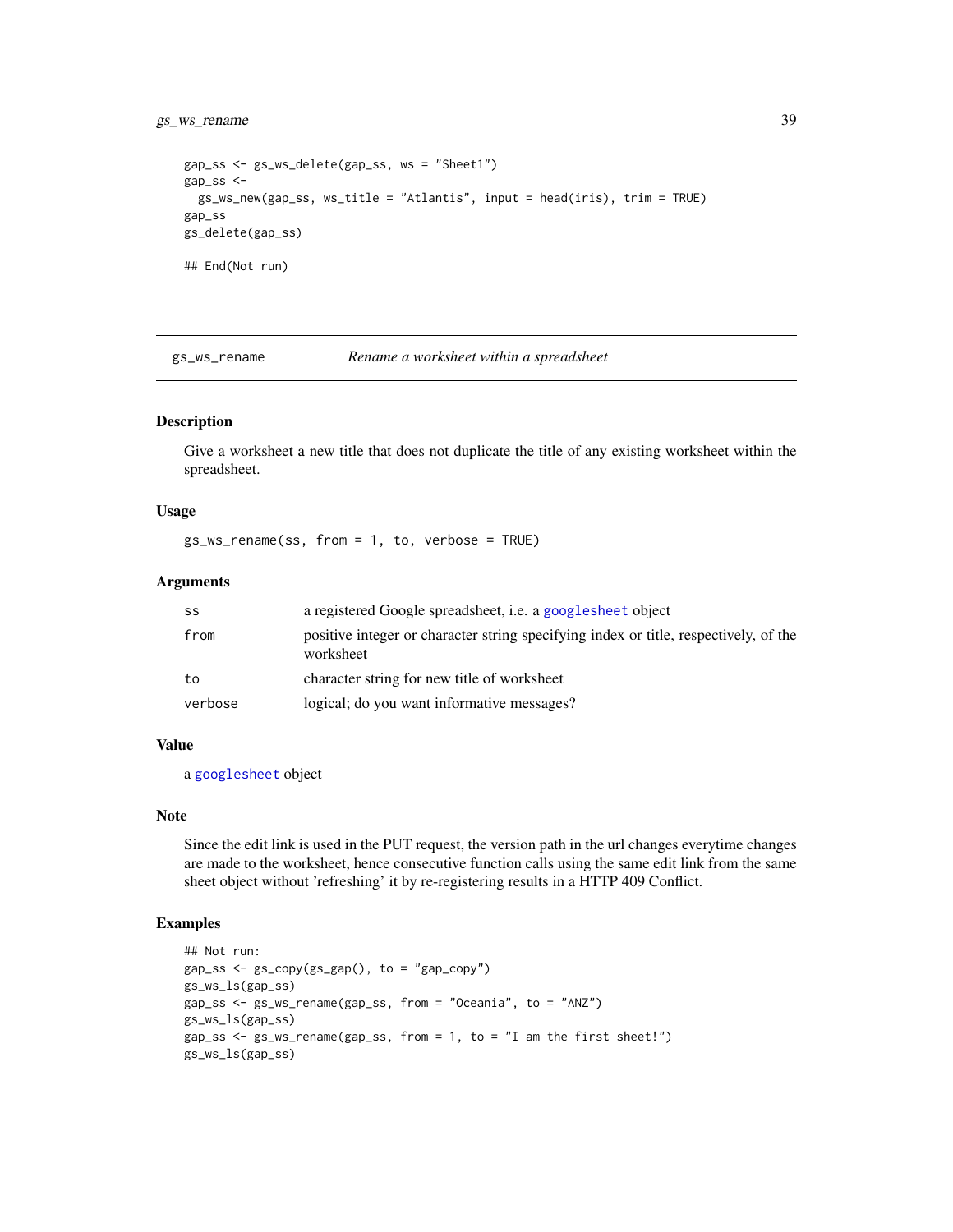```
gap_ss <- gs_ws_delete(gap_ss, ws = "Sheet1")
gap_ss <-
  gs_ws_new(gap_ss, ws_title = "Atlantis", input = head(iris), trim = TRUE)
gap_ss
gs_delete(gap_ss)

## End(Not run)
```

---

## gs_ws_rename — *Rename a worksheet within a spreadsheet*

---

### Description

Give a worksheet a new title that does not duplicate the title of any existing worksheet within the spreadsheet.

### Usage

```
gs_ws_rename(ss, from = 1, to, verbose = TRUE)
```

### Arguments

| | |
|---|---|
| `ss` | a registered Google spreadsheet, i.e. a `googlesheet` object |
| `from` | positive integer or character string specifying index or title, respectively, of the worksheet |
| `to` | character string for new title of worksheet |
| `verbose` | logical; do you want informative messages? |

### Value

a `googlesheet` object

### Note

Since the edit link is used in the PUT request, the version path in the url changes everytime changes are made to the worksheet, hence consecutive function calls using the same edit link from the same sheet object without 'refreshing' it by re-registering results in a HTTP 409 Conflict.

### Examples

```
## Not run:
gap_ss <- gs_copy(gs_gap(), to = "gap_copy")
gs_ws_ls(gap_ss)
gap_ss <- gs_ws_rename(gap_ss, from = "Oceania", to = "ANZ")
gs_ws_ls(gap_ss)
gap_ss <- gs_ws_rename(gap_ss, from = 1, to = "I am the first sheet!")
gs_ws_ls(gap_ss)
```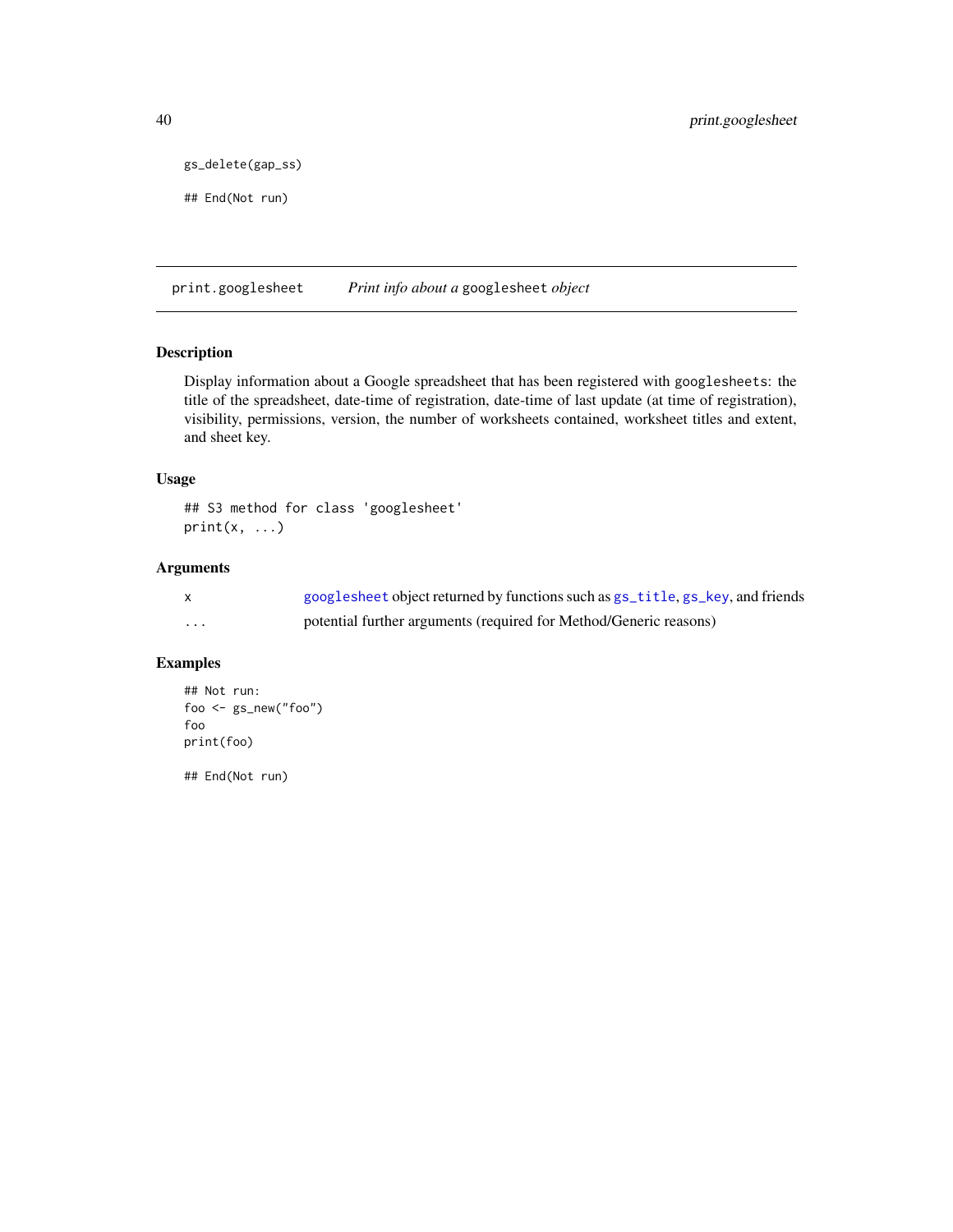```
gs_delete(gap_ss)

## End(Not run)
```

## print.googlesheet    *Print info about a* `googlesheet` *object*

### Description

Display information about a Google spreadsheet that has been registered with `googlesheets`: the title of the spreadsheet, date-time of registration, date-time of last update (at time of registration), visibility, permissions, version, the number of worksheets contained, worksheet titles and extent, and sheet key.

### Usage

```
## S3 method for class 'googlesheet'
print(x, ...)
```

### Arguments

| | |
|---|---|
| x | `googlesheet` object returned by functions such as `gs_title`, `gs_key`, and friends |
| ... | potential further arguments (required for Method/Generic reasons) |

### Examples

```
## Not run:
foo <- gs_new("foo")
foo
print(foo)

## End(Not run)
```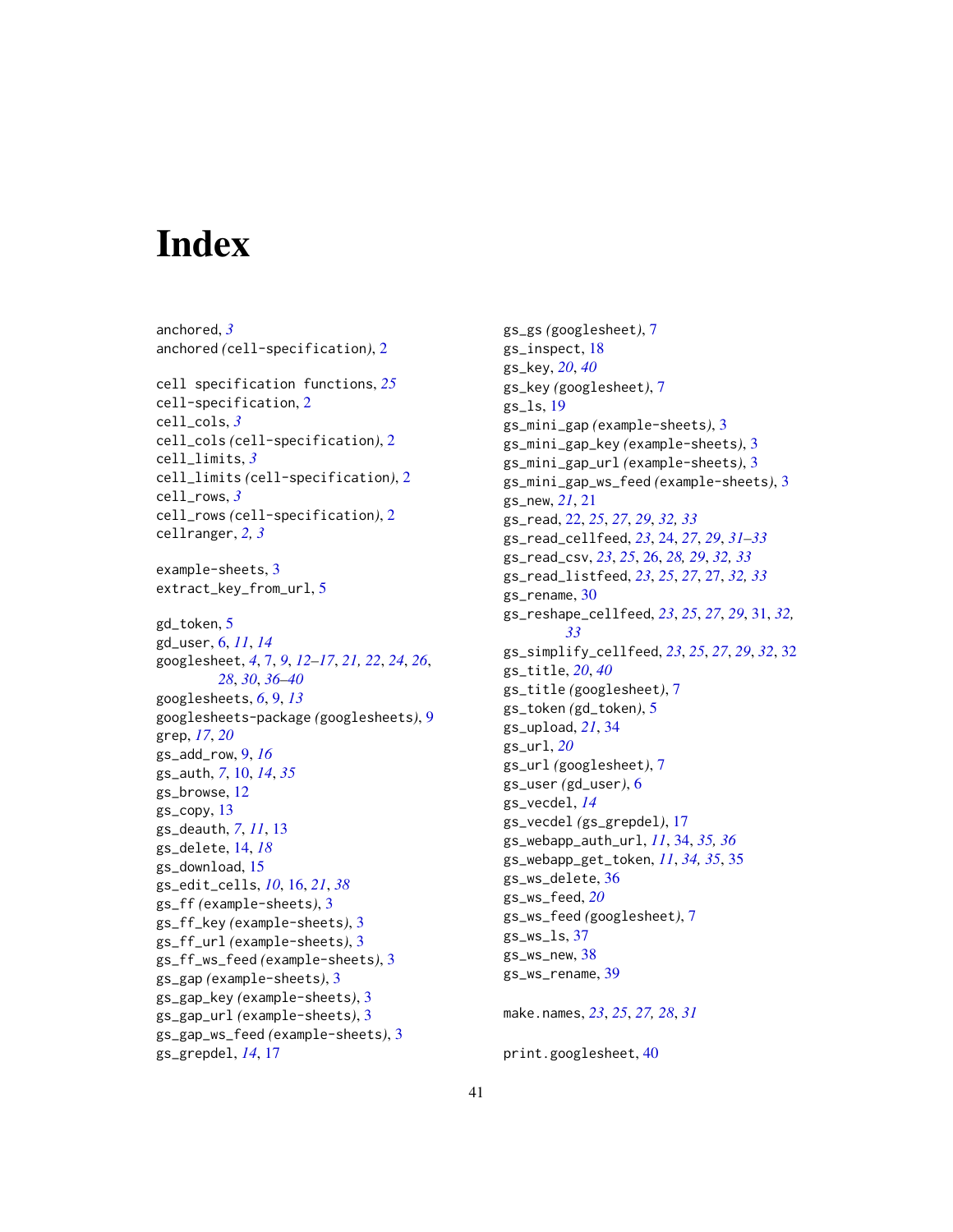# Index

anchored, *3*
anchored *(*cell-specification*)*, 2

cell specification functions, *25*
cell-specification, 2
cell_cols, *3*
cell_cols *(*cell-specification*)*, 2
cell_limits, *3*
cell_limits *(*cell-specification*)*, 2
cell_rows, *3*
cell_rows *(*cell-specification*)*, 2
cellranger, *2, 3*

example-sheets, 3
extract_key_from_url, 5

gd_token, 5
gd_user, 6, *11*, *14*
googlesheet, *4*, 7, *9*, *12–17*, *21, 22*, *24*, *26*, *28*, *30*, *36–40*
googlesheets, *6*, 9, *13*
googlesheets-package *(*googlesheets*)*, 9
grep, *17*, *20*
gs_add_row, 9, *16*
gs_auth, *7*, 10, *14*, *35*
gs_browse, 12
gs_copy, 13
gs_deauth, *7*, *11*, 13
gs_delete, 14, *18*
gs_download, 15
gs_edit_cells, *10*, 16, *21*, *38*
gs_ff *(*example-sheets*)*, 3
gs_ff_key *(*example-sheets*)*, 3
gs_ff_url *(*example-sheets*)*, 3
gs_ff_ws_feed *(*example-sheets*)*, 3
gs_gap *(*example-sheets*)*, 3
gs_gap_key *(*example-sheets*)*, 3
gs_gap_url *(*example-sheets*)*, 3
gs_gap_ws_feed *(*example-sheets*)*, 3
gs_grepdel, *14*, 17
gs_gs *(*googlesheet*)*, 7
gs_inspect, 18
gs_key, *20*, *40*
gs_key *(*googlesheet*)*, 7
gs_ls, 19
gs_mini_gap *(*example-sheets*)*, 3
gs_mini_gap_key *(*example-sheets*)*, 3
gs_mini_gap_url *(*example-sheets*)*, 3
gs_mini_gap_ws_feed *(*example-sheets*)*, 3
gs_new, *21*, 21
gs_read, 22, *25*, *27*, *29*, *32, 33*
gs_read_cellfeed, *23*, 24, *27*, *29*, *31–33*
gs_read_csv, *23*, *25*, 26, *28, 29*, *32, 33*
gs_read_listfeed, *23*, *25*, *27*, 27, *32, 33*
gs_rename, 30
gs_reshape_cellfeed, *23*, *25*, *27*, *29*, 31, *32, 33*
gs_simplify_cellfeed, *23*, *25*, *27*, *29*, *32*, 32
gs_title, *20*, *40*
gs_title *(*googlesheet*)*, 7
gs_token *(*gd_token*)*, 5
gs_upload, *21*, 34
gs_url, *20*
gs_url *(*googlesheet*)*, 7
gs_user *(*gd_user*)*, 6
gs_vecdel, *14*
gs_vecdel *(*gs_grepdel*)*, 17
gs_webapp_auth_url, *11*, 34, *35, 36*
gs_webapp_get_token, *11*, *34*, *35*, 35
gs_ws_delete, 36
gs_ws_feed, *20*
gs_ws_feed *(*googlesheet*)*, 7
gs_ws_ls, 37
gs_ws_new, 38
gs_ws_rename, 39

make.names, *23*, *25*, *27, 28*, *31*

print.googlesheet, 40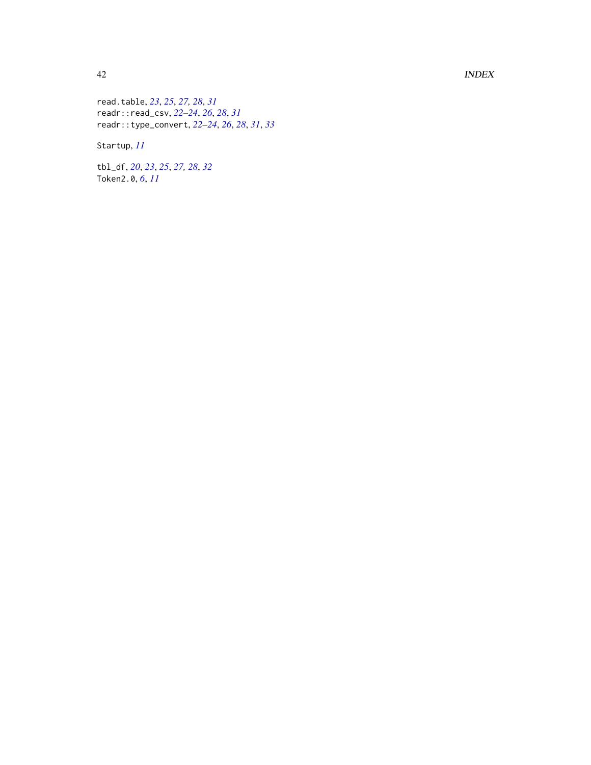read.table, *23*, *25*, *27, 28*, *31*
readr::read_csv, *22–24*, *26*, *28*, *31*
readr::type_convert, *22–24*, *26*, *28*, *31*, *33*

Startup, *11*

tbl_df, *20*, *23*, *25*, *27, 28*, *32*
Token2.0, *6*, *11*